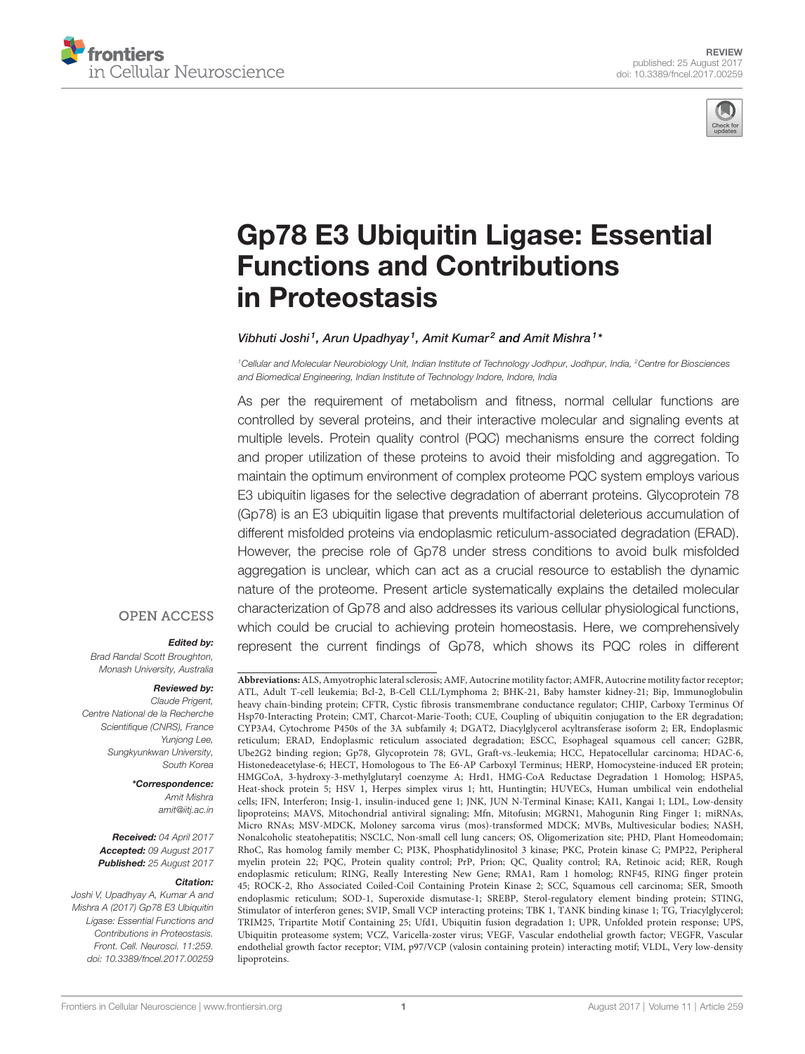REVIEW
published: 25 August 2017
doi: 10.3389/fncel.2017.00259

# Gp78 E3 Ubiquitin Ligase: Essential Functions and Contributions in Proteostasis

*Vibhuti Joshi[1], Arun Upadhyay[1], Amit Kumar[2] and Amit Mishra[1]**

[1]Cellular and Molecular Neurobiology Unit, Indian Institute of Technology Jodhpur, Jodhpur, India, [2]Centre for Biosciences and Biomedical Engineering, Indian Institute of Technology Indore, Indore, India

As per the requirement of metabolism and fitness, normal cellular functions are controlled by several proteins, and their interactive molecular and signaling events at multiple levels. Protein quality control (PQC) mechanisms ensure the correct folding and proper utilization of these proteins to avoid their misfolding and aggregation. To maintain the optimum environment of complex proteome PQC system employs various E3 ubiquitin ligases for the selective degradation of aberrant proteins. Glycoprotein 78 (Gp78) is an E3 ubiquitin ligase that prevents multifactorial deleterious accumulation of different misfolded proteins via endoplasmic reticulum-associated degradation (ERAD). However, the precise role of Gp78 under stress conditions to avoid bulk misfolded aggregation is unclear, which can act as a crucial resource to establish the dynamic nature of the proteome. Present article systematically explains the detailed molecular characterization of Gp78 and also addresses its various cellular physiological functions, which could be crucial to achieving protein homeostasis. Here, we comprehensively represent the current findings of Gp78, which shows its PQC roles in different

OPEN ACCESS

***Edited by:***
Brad Randal Scott Broughton, Monash University, Australia

***Reviewed by:***
Claude Prigent, Centre National de la Recherche Scientifique (CNRS), France
Yunjong Lee, Sungkyunkwan University, South Korea

***\*Correspondence:***
Amit Mishra
amit@iitj.ac.in

**Received:** 04 April 2017
**Accepted:** 09 August 2017
**Published:** 25 August 2017

***Citation:***
Joshi V, Upadhyay A, Kumar A and Mishra A (2017) Gp78 E3 Ubiquitin Ligase: Essential Functions and Contributions in Proteostasis. Front. Cell. Neurosci. 11:259. doi: 10.3389/fncel.2017.00259

**Abbreviations:** ALS, Amyotrophic lateral sclerosis; AMF, Autocrine motility factor; AMFR, Autocrine motility factor receptor; ATL, Adult T-cell leukemia; Bcl-2, B-Cell CLL/Lymphoma 2; BHK-21, Baby hamster kidney-21; Bip, Immunoglobulin heavy chain-binding protein; CFTR, Cystic fibrosis transmembrane conductance regulator; CHIP, Carboxy Terminus Of Hsp70-Interacting Protein; CMT, Charcot-Marie-Tooth; CUE, Coupling of ubiquitin conjugation to the ER degradation; CYP3A4, Cytochrome P450s of the 3A subfamily 4; DGAT2, Diacylglycerol acyltransferase isoform 2; ER, Endoplasmic reticulum; ERAD, Endoplasmic reticulum associated degradation; ESCC, Esophageal squamous cell cancer; G2BR, Ube2G2 binding region; Gp78, Glycoprotein 78; GVL, Graft-vs.-leukemia; HCC, Hepatocellular carcinoma; HDAC-6, Histonedeacetylase-6; HECT, Homologous to The E6-AP Carboxyl Terminus; HERP, Homocysteine-induced ER protein; HMGCoA, 3-hydroxy-3-methylglutaryl coenzyme A; Hrd1, HMG-CoA Reductase Degradation 1 Homolog; HSPA5, Heat-shock protein 5; HSV 1, Herpes simplex virus 1; htt, Huntingtin; HUVECs, Human umbilical vein endothelial cells; IFN, Interferon; Insig-1, insulin-induced gene 1; JNK, JUN N-Terminal Kinase; KAI1, Kangai 1; LDL, Low-density lipoproteins; MAVS, Mitochondrial antiviral signaling; Mfn, Mitofusin; MGRN1, Mahogunin Ring Finger 1; miRNAs, Micro RNAs; MSV-MDCK, Moloney sarcoma virus (mos)-transformed MDCK; MVBs, Multivesicular bodies; NASH, Nonalcoholic steatohepatitis; NSCLC, Non-small cell lung cancers; OS, Oligomerization site; PHD, Plant Homeodomain; RhoC, Ras homolog family member C; PI3K, Phosphatidylinositol 3 kinase; PKC, Protein kinase C; PMP22, Peripheral myelin protein 22; PQC, Protein quality control; PrP, Prion; QC, Quality control; RA, Retinoic acid; RER, Rough endoplasmic reticulum; RING, Really Interesting New Gene; RMA1, Ram 1 homolog; RNF45, RING finger protein 45; ROCK-2, Rho Associated Coiled-Coil Containing Protein Kinase 2; SCC, Squamous cell carcinoma; SER, Smooth endoplasmic reticulum; SOD-1, Superoxide dismutase-1; SREBP, Sterol-regulatory element binding protein; STING, Stimulator of interferon genes; SVIP, Small VCP interacting proteins; TBK 1, TANK binding kinase 1; TG, Triacylglycerol; TRIM25, Tripartite Motif Containing 25; Ufd1, Ubiquitin fusion degradation 1; UPR, Unfolded protein response; UPS, Ubiquitin proteasome system; VCZ, Varicella-zoster virus; VEGF, Vascular endothelial growth factor; VEGFR, Vascular endothelial growth factor receptor; VIM, p97/VCP (valosin containing protein) interacting motif; VLDL, Very low-density lipoproteins.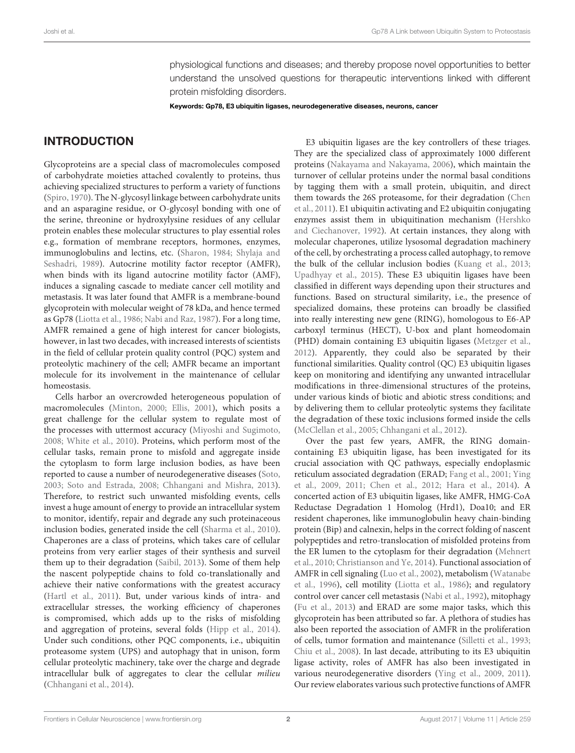physiological functions and diseases; and thereby propose novel opportunities to better understand the unsolved questions for therapeutic interventions linked with different protein misfolding disorders.

**Keywords: Gp78, E3 ubiquitin ligases, neurodegenerative diseases, neurons, cancer**

## INTRODUCTION

Glycoproteins are a special class of macromolecules composed of carbohydrate moieties attached covalently to proteins, thus achieving specialized structures to perform a variety of functions (Spiro, 1970). The N-glycosyl linkage between carbohydrate units and an asparagine residue, or O-glycosyl bonding with one of the serine, threonine or hydroxylysine residues of any cellular protein enables these molecular structures to play essential roles e.g., formation of membrane receptors, hormones, enzymes, immunoglobulins and lectins, etc. (Sharon, 1984; Shylaja and Seshadri, 1989). Autocrine motility factor receptor (AMFR), when binds with its ligand autocrine motility factor (AMF), induces a signaling cascade to mediate cancer cell motility and metastasis. It was later found that AMFR is a membrane-bound glycoprotein with molecular weight of 78 kDa, and hence termed as Gp78 (Liotta et al., 1986; Nabi and Raz, 1987). For a long time, AMFR remained a gene of high interest for cancer biologists, however, in last two decades, with increased interests of scientists in the field of cellular protein quality control (PQC) system and proteolytic machinery of the cell; AMFR became an important molecule for its involvement in the maintenance of cellular homeostasis.

Cells harbor an overcrowded heterogeneous population of macromolecules (Minton, 2000; Ellis, 2001), which posits a great challenge for the cellular system to regulate most of the processes with uttermost accuracy (Miyoshi and Sugimoto, 2008; White et al., 2010). Proteins, which perform most of the cellular tasks, remain prone to misfold and aggregate inside the cytoplasm to form large inclusion bodies, as have been reported to cause a number of neurodegenerative diseases (Soto, 2003; Soto and Estrada, 2008; Chhangani and Mishra, 2013). Therefore, to restrict such unwanted misfolding events, cells invest a huge amount of energy to provide an intracellular system to monitor, identify, repair and degrade any such proteinaceous inclusion bodies, generated inside the cell (Sharma et al., 2010). Chaperones are a class of proteins, which takes care of cellular proteins from very earlier stages of their synthesis and surveil them up to their degradation (Saibil, 2013). Some of them help the nascent polypeptide chains to fold co-translationally and achieve their native conformations with the greatest accuracy (Hartl et al., 2011). But, under various kinds of intra- and extracellular stresses, the working efficiency of chaperones is compromised, which adds up to the risks of misfolding and aggregation of proteins, several folds (Hipp et al., 2014). Under such conditions, other PQC components, i.e., ubiquitin proteasome system (UPS) and autophagy that in unison, form cellular proteolytic machinery, take over the charge and degrade intracellular bulk of aggregates to clear the cellular *milieu* (Chhangani et al., 2014).

E3 ubiquitin ligases are the key controllers of these triages. They are the specialized class of approximately 1000 different proteins (Nakayama and Nakayama, 2006), which maintain the turnover of cellular proteins under the normal basal conditions by tagging them with a small protein, ubiquitin, and direct them towards the 26S proteasome, for their degradation (Chen et al., 2011). E1 ubiquitin activating and E2 ubiquitin conjugating enzymes assist them in ubiquitination mechanism (Hershko and Ciechanover, 1992). At certain instances, they along with molecular chaperones, utilize lysosomal degradation machinery of the cell, by orchestrating a process called autophagy, to remove the bulk of the cellular inclusion bodies (Kuang et al., 2013; Upadhyay et al., 2015). These E3 ubiquitin ligases have been classified in different ways depending upon their structures and functions. Based on structural similarity, i.e., the presence of specialized domains, these proteins can broadly be classified into really interesting new gene (RING), homologous to E6-AP carboxyl terminus (HECT), U-box and plant homeodomain (PHD) domain containing E3 ubiquitin ligases (Metzger et al., 2012). Apparently, they could also be separated by their functional similarities. Quality control (QC) E3 ubiquitin ligases keep on monitoring and identifying any unwanted intracellular modifications in three-dimensional structures of the proteins, under various kinds of biotic and abiotic stress conditions; and by delivering them to cellular proteolytic systems they facilitate the degradation of these toxic inclusions formed inside the cells (McClellan et al., 2005; Chhangani et al., 2012).

Over the past few years, AMFR, the RING domain-containing E3 ubiquitin ligase, has been investigated for its crucial association with QC pathways, especially endoplasmic reticulum associated degradation (ERAD; Fang et al., 2001; Ying et al., 2009, 2011; Chen et al., 2012; Hara et al., 2014). A concerted action of E3 ubiquitin ligases, like AMFR, HMG-CoA Reductase Degradation 1 Homolog (Hrd1), Doa10; and ER resident chaperones, like immunoglobulin heavy chain-binding protein (Bip) and calnexin, helps in the correct folding of nascent polypeptides and retro-translocation of misfolded proteins from the ER lumen to the cytoplasm for their degradation (Mehnert et al., 2010; Christianson and Ye, 2014). Functional association of AMFR in cell signaling (Luo et al., 2002), metabolism (Watanabe et al., 1996), cell motility (Liotta et al., 1986); and regulatory control over cancer cell metastasis (Nabi et al., 1992), mitophagy (Fu et al., 2013) and ERAD are some major tasks, which this glycoprotein has been attributed so far. A plethora of studies has also been reported the association of AMFR in the proliferation of cells, tumor formation and maintenance (Silletti et al., 1993; Chiu et al., 2008). In last decade, attributing to its E3 ubiquitin ligase activity, roles of AMFR has also been investigated in various neurodegenerative disorders (Ying et al., 2009, 2011). Our review elaborates various such protective functions of AMFR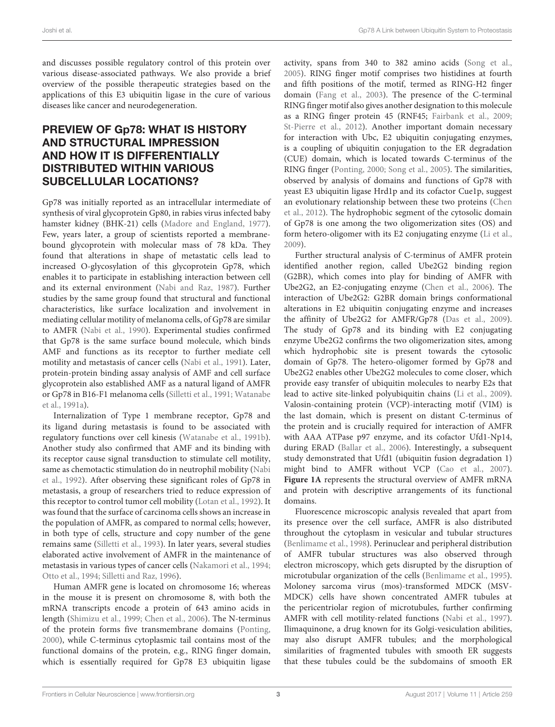and discusses possible regulatory control of this protein over various disease-associated pathways. We also provide a brief overview of the possible therapeutic strategies based on the applications of this E3 ubiquitin ligase in the cure of various diseases like cancer and neurodegeneration.

## PREVIEW OF Gp78: WHAT IS HISTORY AND STRUCTURAL IMPRESSION AND HOW IT IS DIFFERENTIALLY DISTRIBUTED WITHIN VARIOUS SUBCELLULAR LOCATIONS?

Gp78 was initially reported as an intracellular intermediate of synthesis of viral glycoprotein Gp80, in rabies virus infected baby hamster kidney (BHK-21) cells (Madore and England, 1977). Few, years later, a group of scientists reported a membrane-bound glycoprotein with molecular mass of 78 kDa. They found that alterations in shape of metastatic cells lead to increased O-glycosylation of this glycoprotein Gp78, which enables it to participate in establishing interaction between cell and its external environment (Nabi and Raz, 1987). Further studies by the same group found that structural and functional characteristics, like surface localization and involvement in mediating cellular motility of melanoma cells, of Gp78 are similar to AMFR (Nabi et al., 1990). Experimental studies confirmed that Gp78 is the same surface bound molecule, which binds AMF and functions as its receptor to further mediate cell motility and metastasis of cancer cells (Nabi et al., 1991). Later, protein-protein binding assay analysis of AMF and cell surface glycoprotein also established AMF as a natural ligand of AMFR or Gp78 in B16-F1 melanoma cells (Silletti et al., 1991; Watanabe et al., 1991a).

Internalization of Type 1 membrane receptor, Gp78 and its ligand during metastasis is found to be associated with regulatory functions over cell kinesis (Watanabe et al., 1991b). Another study also confirmed that AMF and its binding with its receptor cause signal transduction to stimulate cell motility, same as chemotactic stimulation do in neutrophil mobility (Nabi et al., 1992). After observing these significant roles of Gp78 in metastasis, a group of researchers tried to reduce expression of this receptor to control tumor cell mobility (Lotan et al., 1992). It was found that the surface of carcinoma cells shows an increase in the population of AMFR, as compared to normal cells; however, in both type of cells, structure and copy number of the gene remains same (Silletti et al., 1993). In later years, several studies elaborated active involvement of AMFR in the maintenance of metastasis in various types of cancer cells (Nakamori et al., 1994; Otto et al., 1994; Silletti and Raz, 1996).

Human AMFR gene is located on chromosome 16; whereas in the mouse it is present on chromosome 8, with both the mRNA transcripts encode a protein of 643 amino acids in length (Shimizu et al., 1999; Chen et al., 2006). The N-terminus of the protein forms five transmembrane domains (Ponting, 2000), while C-terminus cytoplasmic tail contains most of the functional domains of the protein, e.g., RING finger domain, which is essentially required for Gp78 E3 ubiquitin ligase activity, spans from 340 to 382 amino acids (Song et al., 2005). RING finger motif comprises two histidines at fourth and fifth positions of the motif, termed as RING-H2 finger domain (Fang et al., 2003). The presence of the C-terminal RING finger motif also gives another designation to this molecule as a RING finger protein 45 (RNF45; Fairbank et al., 2009; St-Pierre et al., 2012). Another important domain necessary for interaction with Ubc, E2 ubiquitin conjugating enzymes, is a coupling of ubiquitin conjugation to the ER degradation (CUE) domain, which is located towards C-terminus of the RING finger (Ponting, 2000; Song et al., 2005). The similarities, observed by analysis of domains and functions of Gp78 with yeast E3 ubiquitin ligase Hrd1p and its cofactor Cue1p, suggest an evolutionary relationship between these two proteins (Chen et al., 2012). The hydrophobic segment of the cytosolic domain of Gp78 is one among the two oligomerization sites (OS) and form hetero-oligomer with its E2 conjugating enzyme (Li et al., 2009).

Further structural analysis of C-terminus of AMFR protein identified another region, called Ube2G2 binding region (G2BR), which comes into play for binding of AMFR with Ube2G2, an E2-conjugating enzyme (Chen et al., 2006). The interaction of Ube2G2: G2BR domain brings conformational alterations in E2 ubiquitin conjugating enzyme and increases the affinity of Ube2G2 for AMFR/Gp78 (Das et al., 2009). The study of Gp78 and its binding with E2 conjugating enzyme Ube2G2 confirms the two oligomerization sites, among which hydrophobic site is present towards the cytosolic domain of Gp78. The hetero-oligomer formed by Gp78 and Ube2G2 enables other Ube2G2 molecules to come closer, which provide easy transfer of ubiquitin molecules to nearby E2s that lead to active site-linked polyubiquitin chains (Li et al., 2009). Valosin-containing protein (VCP)-interacting motif (VIM) is the last domain, which is present on distant C-terminus of the protein and is crucially required for interaction of AMFR with AAA ATPase p97 enzyme, and its cofactor Ufd1-Np14, during ERAD (Ballar et al., 2006). Interestingly, a subsequent study demonstrated that Ufd1 (ubiquitin fusion degradation 1) might bind to AMFR without VCP (Cao et al., 2007). **Figure 1A** represents the structural overview of AMFR mRNA and protein with descriptive arrangements of its functional domains.

Fluorescence microscopic analysis revealed that apart from its presence over the cell surface, AMFR is also distributed throughout the cytoplasm in vesicular and tubular structures (Benlimame et al., 1998). Perinuclear and peripheral distribution of AMFR tubular structures was also observed through electron microscopy, which gets disrupted by the disruption of microtubular organization of the cells (Benlimame et al., 1995). Moloney sarcoma virus (mos)-transformed MDCK (MSV-MDCK) cells have shown concentrated AMFR tubules at the pericentriolar region of microtubules, further confirming AMFR with cell motility-related functions (Nabi et al., 1997). Ilimaquinone, a drug known for its Golgi-vesiculation abilities, may also disrupt AMFR tubules; and the morphological similarities of fragmented tubules with smooth ER suggests that these tubules could be the subdomains of smooth ER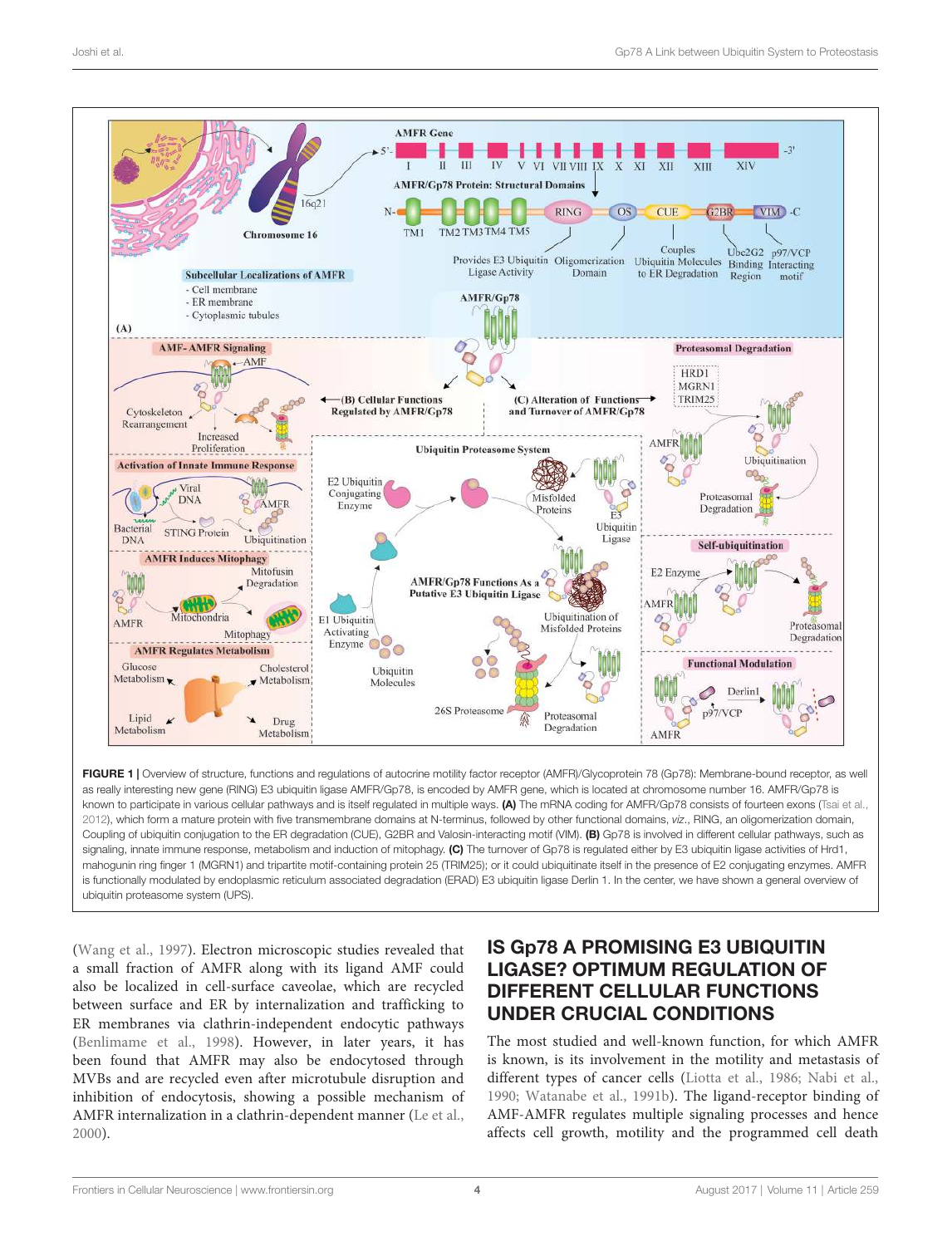FIGURE 1 | Overview of structure, functions and regulations of autocrine motility factor receptor (AMFR)/Glycoprotein 78 (Gp78): Membrane-bound receptor, as well as really interesting new gene (RING) E3 ubiquitin ligase AMFR/Gp78, is encoded by AMFR gene, which is located at chromosome number 16. AMFR/Gp78 is known to participate in various cellular pathways and is itself regulated in multiple ways. **(A)** The mRNA coding for AMFR/Gp78 consists of fourteen exons (Tsai et al., 2012), which form a mature protein with five transmembrane domains at N-terminus, followed by other functional domains, *viz*., RING, an oligomerization domain, Coupling of ubiquitin conjugation to the ER degradation (CUE), G2BR and Valosin-interacting motif (VIM). **(B)** Gp78 is involved in different cellular pathways, such as signaling, innate immune response, metabolism and induction of mitophagy. **(C)** The turnover of Gp78 is regulated either by E3 ubiquitin ligase activities of Hrd1, mahogunin ring finger 1 (MGRN1) and tripartite motif-containing protein 25 (TRIM25); or it could ubiquitinate itself in the presence of E2 conjugating enzymes. AMFR is functionally modulated by endoplasmic reticulum associated degradation (ERAD) E3 ubiquitin ligase Derlin 1. In the center, we have shown a general overview of ubiquitin proteasome system (UPS).

(Wang et al., 1997). Electron microscopic studies revealed that a small fraction of AMFR along with its ligand AMF could also be localized in cell-surface caveolae, which are recycled between surface and ER by internalization and trafficking to ER membranes via clathrin-independent endocytic pathways (Benlimame et al., 1998). However, in later years, it has been found that AMFR may also be endocytosed through MVBs and are recycled even after microtubule disruption and inhibition of endocytosis, showing a possible mechanism of AMFR internalization in a clathrin-dependent manner (Le et al., 2000).

## IS Gp78 A PROMISING E3 UBIQUITIN LIGASE? OPTIMUM REGULATION OF DIFFERENT CELLULAR FUNCTIONS UNDER CRUCIAL CONDITIONS

The most studied and well-known function, for which AMFR is known, is its involvement in the motility and metastasis of different types of cancer cells (Liotta et al., 1986; Nabi et al., 1990; Watanabe et al., 1991b). The ligand-receptor binding of AMF-AMFR regulates multiple signaling processes and hence affects cell growth, motility and the programmed cell death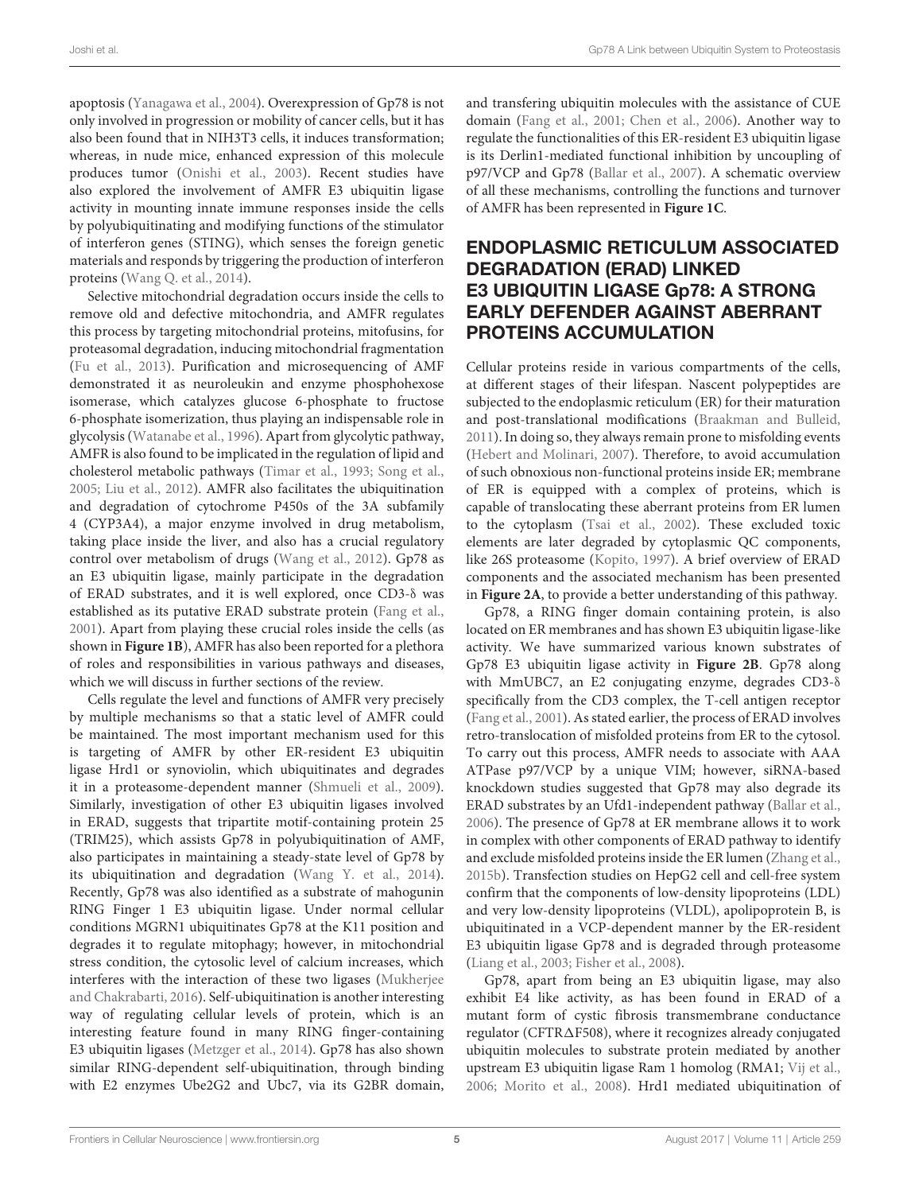apoptosis (Yanagawa et al., 2004). Overexpression of Gp78 is not only involved in progression or mobility of cancer cells, but it has also been found that in NIH3T3 cells, it induces transformation; whereas, in nude mice, enhanced expression of this molecule produces tumor (Onishi et al., 2003). Recent studies have also explored the involvement of AMFR E3 ubiquitin ligase activity in mounting innate immune responses inside the cells by polyubiquitinating and modifying functions of the stimulator of interferon genes (STING), which senses the foreign genetic materials and responds by triggering the production of interferon proteins (Wang Q. et al., 2014).

Selective mitochondrial degradation occurs inside the cells to remove old and defective mitochondria, and AMFR regulates this process by targeting mitochondrial proteins, mitofusins, for proteasomal degradation, inducing mitochondrial fragmentation (Fu et al., 2013). Purification and microsequencing of AMF demonstrated it as neuroleukin and enzyme phosphohexose isomerase, which catalyzes glucose 6-phosphate to fructose 6-phosphate isomerization, thus playing an indispensable role in glycolysis (Watanabe et al., 1996). Apart from glycolytic pathway, AMFR is also found to be implicated in the regulation of lipid and cholesterol metabolic pathways (Timar et al., 1993; Song et al., 2005; Liu et al., 2012). AMFR also facilitates the ubiquitination and degradation of cytochrome P450s of the 3A subfamily 4 (CYP3A4), a major enzyme involved in drug metabolism, taking place inside the liver, and also has a crucial regulatory control over metabolism of drugs (Wang et al., 2012). Gp78 as an E3 ubiquitin ligase, mainly participate in the degradation of ERAD substrates, and it is well explored, once CD3-δ was established as its putative ERAD substrate protein (Fang et al., 2001). Apart from playing these crucial roles inside the cells (as shown in **Figure 1B**), AMFR has also been reported for a plethora of roles and responsibilities in various pathways and diseases, which we will discuss in further sections of the review.

Cells regulate the level and functions of AMFR very precisely by multiple mechanisms so that a static level of AMFR could be maintained. The most important mechanism used for this is targeting of AMFR by other ER-resident E3 ubiquitin ligase Hrd1 or synoviolin, which ubiquitinates and degrades it in a proteasome-dependent manner (Shmueli et al., 2009). Similarly, investigation of other E3 ubiquitin ligases involved in ERAD, suggests that tripartite motif-containing protein 25 (TRIM25), which assists Gp78 in polyubiquitination of AMF, also participates in maintaining a steady-state level of Gp78 by its ubiquitination and degradation (Wang Y. et al., 2014). Recently, Gp78 was also identified as a substrate of mahogunin RING Finger 1 E3 ubiquitin ligase. Under normal cellular conditions MGRN1 ubiquitinates Gp78 at the K11 position and degrades it to regulate mitophagy; however, in mitochondrial stress condition, the cytosolic level of calcium increases, which interferes with the interaction of these two ligases (Mukherjee and Chakrabarti, 2016). Self-ubiquitination is another interesting way of regulating cellular levels of protein, which is an interesting feature found in many RING finger-containing E3 ubiquitin ligases (Metzger et al., 2014). Gp78 has also shown similar RING-dependent self-ubiquitination, through binding with E2 enzymes Ube2G2 and Ubc7, via its G2BR domain, and transfering ubiquitin molecules with the assistance of CUE domain (Fang et al., 2001; Chen et al., 2006). Another way to regulate the functionalities of this ER-resident E3 ubiquitin ligase is its Derlin1-mediated functional inhibition by uncoupling of p97/VCP and Gp78 (Ballar et al., 2007). A schematic overview of all these mechanisms, controlling the functions and turnover of AMFR has been represented in **Figure 1C**.

## ENDOPLASMIC RETICULUM ASSOCIATED DEGRADATION (ERAD) LINKED E3 UBIQUITIN LIGASE Gp78: A STRONG EARLY DEFENDER AGAINST ABERRANT PROTEINS ACCUMULATION

Cellular proteins reside in various compartments of the cells, at different stages of their lifespan. Nascent polypeptides are subjected to the endoplasmic reticulum (ER) for their maturation and post-translational modifications (Braakman and Bulleid, 2011). In doing so, they always remain prone to misfolding events (Hebert and Molinari, 2007). Therefore, to avoid accumulation of such obnoxious non-functional proteins inside ER; membrane of ER is equipped with a complex of proteins, which is capable of translocating these aberrant proteins from ER lumen to the cytoplasm (Tsai et al., 2002). These excluded toxic elements are later degraded by cytoplasmic QC components, like 26S proteasome (Kopito, 1997). A brief overview of ERAD components and the associated mechanism has been presented in **Figure 2A**, to provide a better understanding of this pathway.

Gp78, a RING finger domain containing protein, is also located on ER membranes and has shown E3 ubiquitin ligase-like activity. We have summarized various known substrates of Gp78 E3 ubiquitin ligase activity in **Figure 2B**. Gp78 along with MmUBC7, an E2 conjugating enzyme, degrades CD3-δ specifically from the CD3 complex, the T-cell antigen receptor (Fang et al., 2001). As stated earlier, the process of ERAD involves retro-translocation of misfolded proteins from ER to the cytosol. To carry out this process, AMFR needs to associate with AAA ATPase p97/VCP by a unique VIM; however, siRNA-based knockdown studies suggested that Gp78 may also degrade its ERAD substrates by an Ufd1-independent pathway (Ballar et al., 2006). The presence of Gp78 at ER membrane allows it to work in complex with other components of ERAD pathway to identify and exclude misfolded proteins inside the ER lumen (Zhang et al., 2015b). Transfection studies on HepG2 cell and cell-free system confirm that the components of low-density lipoproteins (LDL) and very low-density lipoproteins (VLDL), apolipoprotein B, is ubiquitinated in a VCP-dependent manner by the ER-resident E3 ubiquitin ligase Gp78 and is degraded through proteasome (Liang et al., 2003; Fisher et al., 2008).

Gp78, apart from being an E3 ubiquitin ligase, may also exhibit E4 like activity, as has been found in ERAD of a mutant form of cystic fibrosis transmembrane conductance regulator (CFTRΔF508), where it recognizes already conjugated ubiquitin molecules to substrate protein mediated by another upstream E3 ubiquitin ligase Ram 1 homolog (RMA1; Vij et al., 2006; Morito et al., 2008). Hrd1 mediated ubiquitination of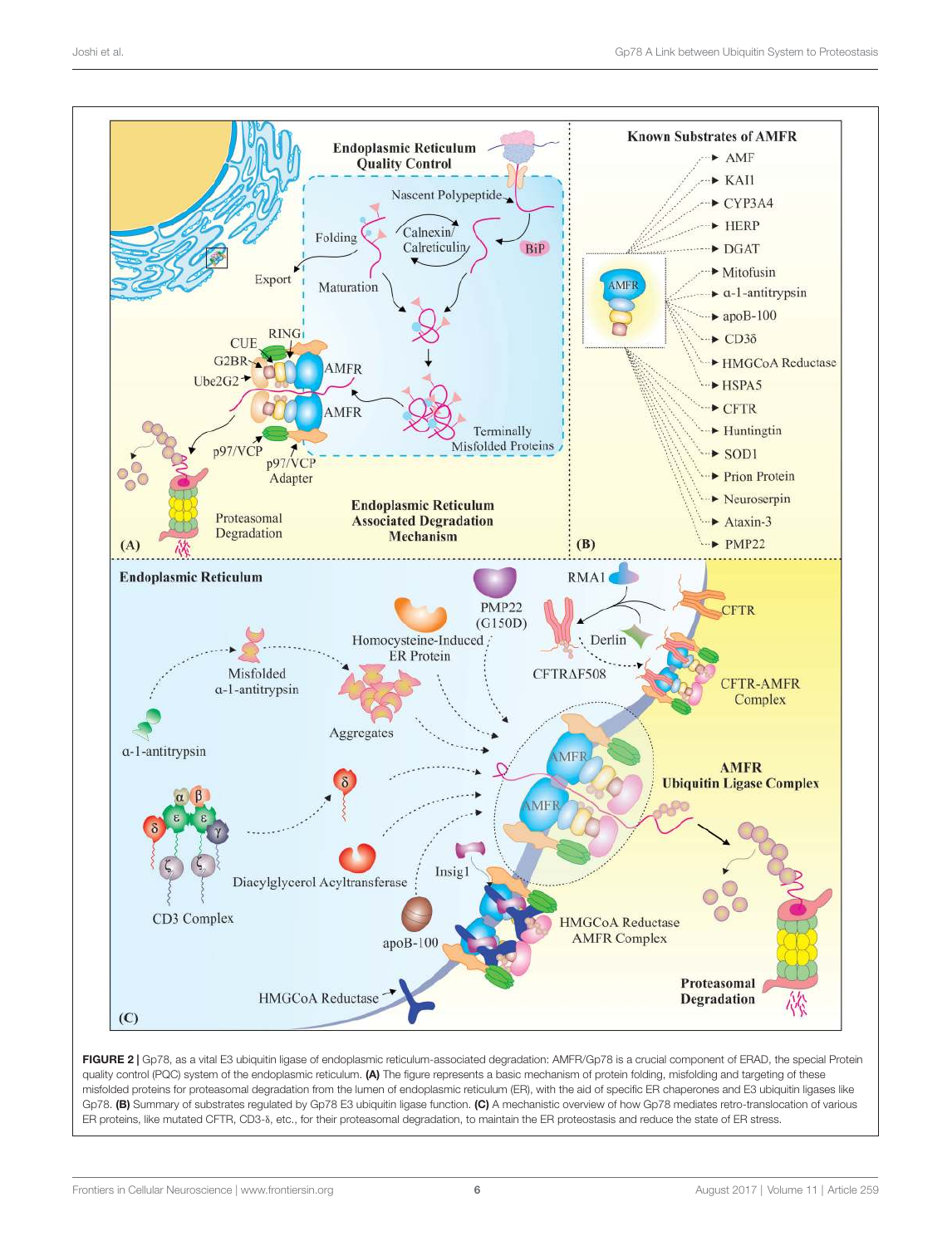**FIGURE 2 |** Gp78, as a vital E3 ubiquitin ligase of endoplasmic reticulum-associated degradation: AMFR/Gp78 is a crucial component of ERAD, the special Protein quality control (PQC) system of the endoplasmic reticulum. **(A)** The figure represents a basic mechanism of protein folding, misfolding and targeting of these misfolded proteins for proteasomal degradation from the lumen of endoplasmic reticulum (ER), with the aid of specific ER chaperones and E3 ubiquitin ligases like Gp78. **(B)** Summary of substrates regulated by Gp78 E3 ubiquitin ligase function. **(C)** A mechanistic overview of how Gp78 mediates retro-translocation of various ER proteins, like mutated CFTR, CD3-δ, etc., for their proteasomal degradation, to maintain the ER proteostasis and reduce the state of ER stress.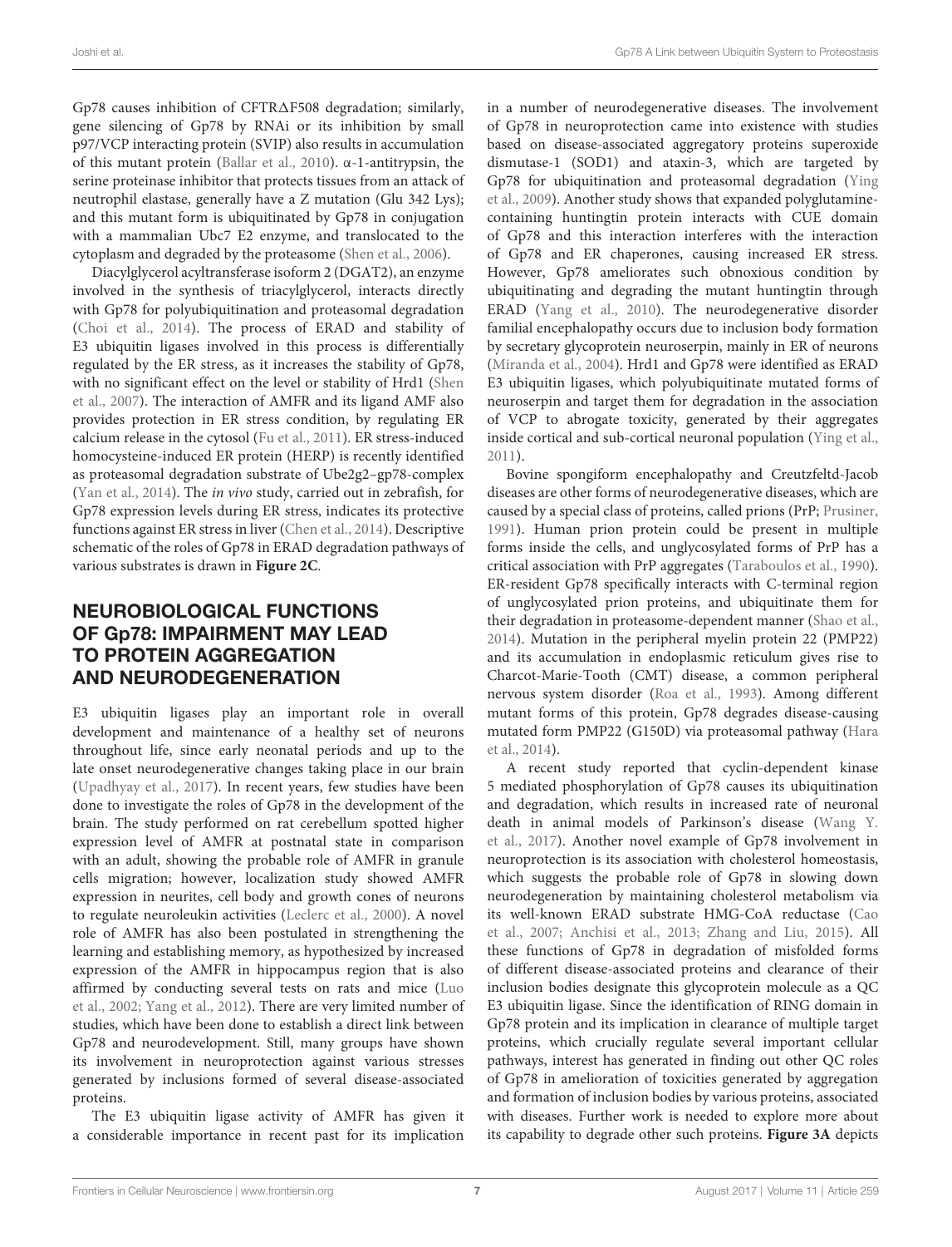Gp78 causes inhibition of CFTRΔF508 degradation; similarly, gene silencing of Gp78 by RNAi or its inhibition by small p97/VCP interacting protein (SVIP) also results in accumulation of this mutant protein (Ballar et al., 2010). α-1-antitrypsin, the serine proteinase inhibitor that protects tissues from an attack of neutrophil elastase, generally have a Z mutation (Glu 342 Lys); and this mutant form is ubiquitinated by Gp78 in conjugation with a mammalian Ubc7 E2 enzyme, and translocated to the cytoplasm and degraded by the proteasome (Shen et al., 2006).

Diacylglycerol acyltransferase isoform 2 (DGAT2), an enzyme involved in the synthesis of triacylglycerol, interacts directly with Gp78 for polyubiquitination and proteasomal degradation (Choi et al., 2014). The process of ERAD and stability of E3 ubiquitin ligases involved in this process is differentially regulated by the ER stress, as it increases the stability of Gp78, with no significant effect on the level or stability of Hrd1 (Shen et al., 2007). The interaction of AMFR and its ligand AMF also provides protection in ER stress condition, by regulating ER calcium release in the cytosol (Fu et al., 2011). ER stress-induced homocysteine-induced ER protein (HERP) is recently identified as proteasomal degradation substrate of Ube2g2–gp78-complex (Yan et al., 2014). The *in vivo* study, carried out in zebrafish, for Gp78 expression levels during ER stress, indicates its protective functions against ER stress in liver (Chen et al., 2014). Descriptive schematic of the roles of Gp78 in ERAD degradation pathways of various substrates is drawn in **Figure 2C**.

## NEUROBIOLOGICAL FUNCTIONS OF Gp78: IMPAIRMENT MAY LEAD TO PROTEIN AGGREGATION AND NEURODEGENERATION

E3 ubiquitin ligases play an important role in overall development and maintenance of a healthy set of neurons throughout life, since early neonatal periods and up to the late onset neurodegenerative changes taking place in our brain (Upadhyay et al., 2017). In recent years, few studies have been done to investigate the roles of Gp78 in the development of the brain. The study performed on rat cerebellum spotted higher expression level of AMFR at postnatal state in comparison with an adult, showing the probable role of AMFR in granule cells migration; however, localization study showed AMFR expression in neurites, cell body and growth cones of neurons to regulate neuroleukin activities (Leclerc et al., 2000). A novel role of AMFR has also been postulated in strengthening the learning and establishing memory, as hypothesized by increased expression of the AMFR in hippocampus region that is also affirmed by conducting several tests on rats and mice (Luo et al., 2002; Yang et al., 2012). There are very limited number of studies, which have been done to establish a direct link between Gp78 and neurodevelopment. Still, many groups have shown its involvement in neuroprotection against various stresses generated by inclusions formed of several disease-associated proteins.

The E3 ubiquitin ligase activity of AMFR has given it a considerable importance in recent past for its implication in a number of neurodegenerative diseases. The involvement of Gp78 in neuroprotection came into existence with studies based on disease-associated aggregatory proteins superoxide dismutase-1 (SOD1) and ataxin-3, which are targeted by Gp78 for ubiquitination and proteasomal degradation (Ying et al., 2009). Another study shows that expanded polyglutamine-containing huntingtin protein interacts with CUE domain of Gp78 and this interaction interferes with the interaction of Gp78 and ER chaperones, causing increased ER stress. However, Gp78 ameliorates such obnoxious condition by ubiquitinating and degrading the mutant huntingtin through ERAD (Yang et al., 2010). The neurodegenerative disorder familial encephalopathy occurs due to inclusion body formation by secretary glycoprotein neuroserpin, mainly in ER of neurons (Miranda et al., 2004). Hrd1 and Gp78 were identified as ERAD E3 ubiquitin ligases, which polyubiquitinate mutated forms of neuroserpin and target them for degradation in the association of VCP to abrogate toxicity, generated by their aggregates inside cortical and sub-cortical neuronal population (Ying et al., 2011).

Bovine spongiform encephalopathy and Creutzfeldt-Jacob diseases are other forms of neurodegenerative diseases, which are caused by a special class of proteins, called prions (PrP; Prusiner, 1991). Human prion protein could be present in multiple forms inside the cells, and unglycosylated forms of PrP has a critical association with PrP aggregates (Taraboulos et al., 1990). ER-resident Gp78 specifically interacts with C-terminal region of unglycosylated prion proteins, and ubiquitinate them for their degradation in proteasome-dependent manner (Shao et al., 2014). Mutation in the peripheral myelin protein 22 (PMP22) and its accumulation in endoplasmic reticulum gives rise to Charcot-Marie-Tooth (CMT) disease, a common peripheral nervous system disorder (Roa et al., 1993). Among different mutant forms of this protein, Gp78 degrades disease-causing mutated form PMP22 (G150D) via proteasomal pathway (Hara et al., 2014).

A recent study reported that cyclin-dependent kinase 5 mediated phosphorylation of Gp78 causes its ubiquitination and degradation, which results in increased rate of neuronal death in animal models of Parkinson's disease (Wang Y. et al., 2017). Another novel example of Gp78 involvement in neuroprotection is its association with cholesterol homeostasis, which suggests the probable role of Gp78 in slowing down neurodegeneration by maintaining cholesterol metabolism via its well-known ERAD substrate HMG-CoA reductase (Cao et al., 2007; Anchisi et al., 2013; Zhang and Liu, 2015). All these functions of Gp78 in degradation of misfolded forms of different disease-associated proteins and clearance of their inclusion bodies designate this glycoprotein molecule as a QC E3 ubiquitin ligase. Since the identification of RING domain in Gp78 protein and its implication in clearance of multiple target proteins, which crucially regulate several important cellular pathways, interest has generated in finding out other QC roles of Gp78 in amelioration of toxicities generated by aggregation and formation of inclusion bodies by various proteins, associated with diseases. Further work is needed to explore more about its capability to degrade other such proteins. **Figure 3A** depicts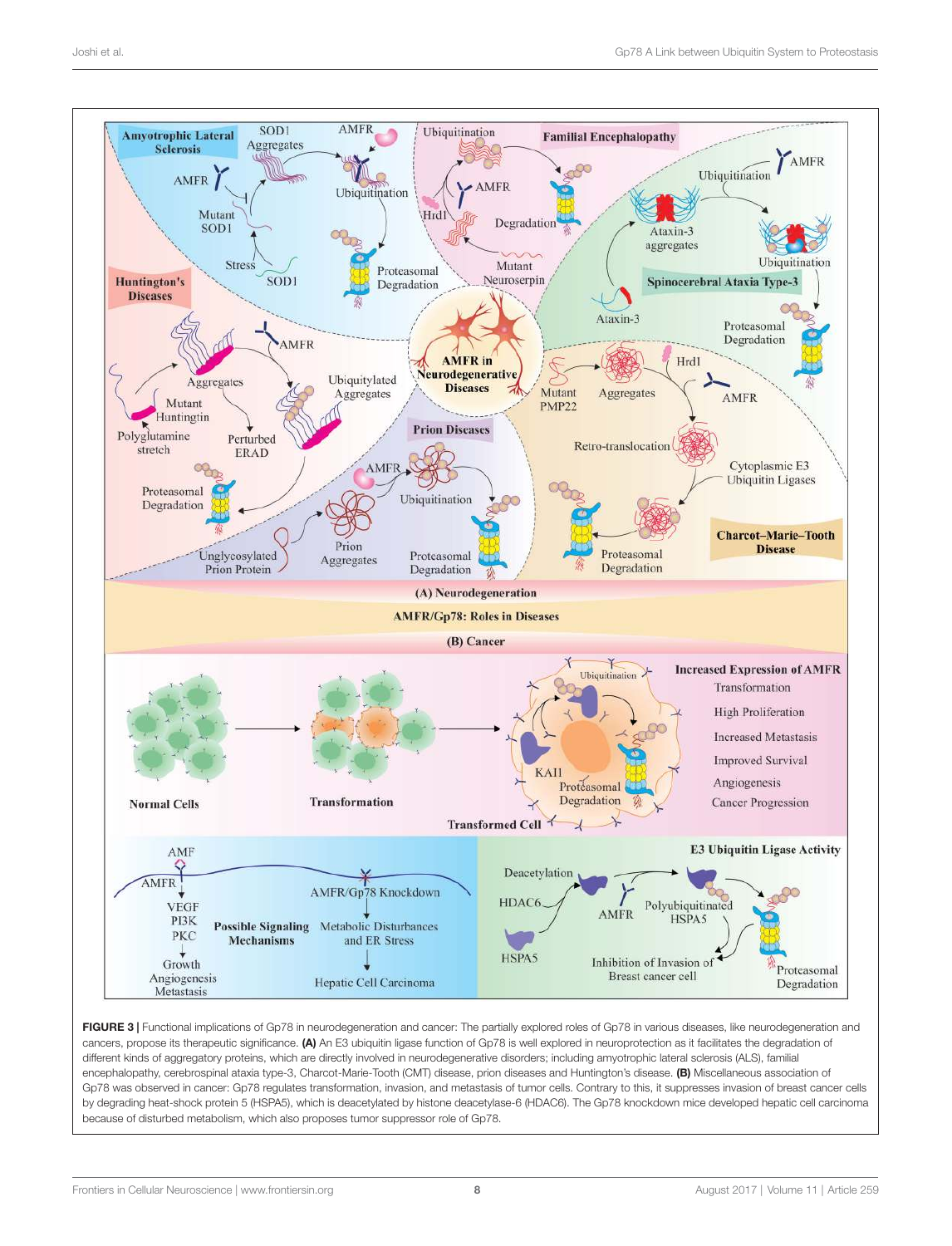**FIGURE 3 |** Functional implications of Gp78 in neurodegeneration and cancer: The partially explored roles of Gp78 in various diseases, like neurodegeneration and cancers, propose its therapeutic significance. **(A)** An E3 ubiquitin ligase function of Gp78 is well explored in neuroprotection as it facilitates the degradation of different kinds of aggregatory proteins, which are directly involved in neurodegenerative disorders; including amyotrophic lateral sclerosis (ALS), familial encephalopathy, cerebrospinal ataxia type-3, Charcot-Marie-Tooth (CMT) disease, prion diseases and Huntington's disease. **(B)** Miscellaneous association of Gp78 was observed in cancer: Gp78 regulates transformation, invasion, and metastasis of tumor cells. Contrary to this, it suppresses invasion of breast cancer cells by degrading heat-shock protein 5 (HSPA5), which is deacetylated by histone deacetylase-6 (HDAC6). The Gp78 knockdown mice developed hepatic cell carcinoma because of disturbed metabolism, which also proposes tumor suppressor role of Gp78.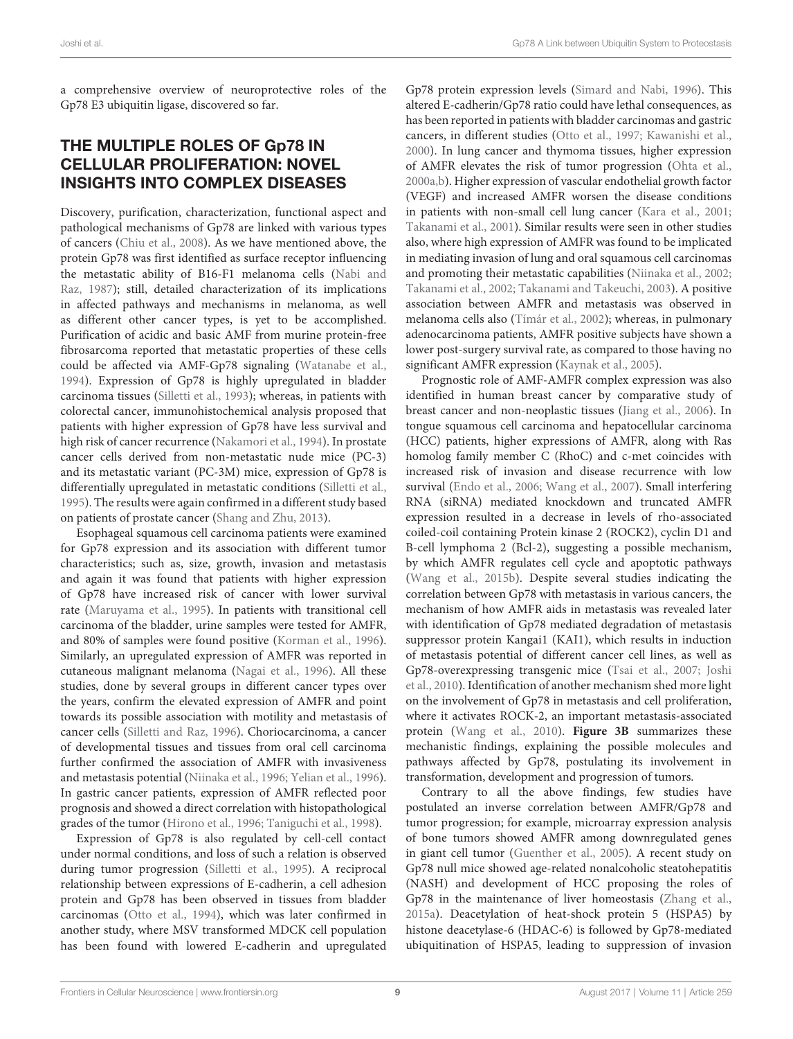a comprehensive overview of neuroprotective roles of the Gp78 E3 ubiquitin ligase, discovered so far.

## THE MULTIPLE ROLES OF Gp78 IN CELLULAR PROLIFERATION: NOVEL INSIGHTS INTO COMPLEX DISEASES

Discovery, purification, characterization, functional aspect and pathological mechanisms of Gp78 are linked with various types of cancers (Chiu et al., 2008). As we have mentioned above, the protein Gp78 was first identified as surface receptor influencing the metastatic ability of B16-F1 melanoma cells (Nabi and Raz, 1987); still, detailed characterization of its implications in affected pathways and mechanisms in melanoma, as well as different other cancer types, is yet to be accomplished. Purification of acidic and basic AMF from murine protein-free fibrosarcoma reported that metastatic properties of these cells could be affected via AMF-Gp78 signaling (Watanabe et al., 1994). Expression of Gp78 is highly upregulated in bladder carcinoma tissues (Silletti et al., 1993); whereas, in patients with colorectal cancer, immunohistochemical analysis proposed that patients with higher expression of Gp78 have less survival and high risk of cancer recurrence (Nakamori et al., 1994). In prostate cancer cells derived from non-metastatic nude mice (PC-3) and its metastatic variant (PC-3M) mice, expression of Gp78 is differentially upregulated in metastatic conditions (Silletti et al., 1995). The results were again confirmed in a different study based on patients of prostate cancer (Shang and Zhu, 2013).

Esophageal squamous cell carcinoma patients were examined for Gp78 expression and its association with different tumor characteristics; such as, size, growth, invasion and metastasis and again it was found that patients with higher expression of Gp78 have increased risk of cancer with lower survival rate (Maruyama et al., 1995). In patients with transitional cell carcinoma of the bladder, urine samples were tested for AMFR, and 80% of samples were found positive (Korman et al., 1996). Similarly, an upregulated expression of AMFR was reported in cutaneous malignant melanoma (Nagai et al., 1996). All these studies, done by several groups in different cancer types over the years, confirm the elevated expression of AMFR and point towards its possible association with motility and metastasis of cancer cells (Silletti and Raz, 1996). Choriocarcinoma, a cancer of developmental tissues and tissues from oral cell carcinoma further confirmed the association of AMFR with invasiveness and metastasis potential (Niinaka et al., 1996; Yelian et al., 1996). In gastric cancer patients, expression of AMFR reflected poor prognosis and showed a direct correlation with histopathological grades of the tumor (Hirono et al., 1996; Taniguchi et al., 1998).

Expression of Gp78 is also regulated by cell-cell contact under normal conditions, and loss of such a relation is observed during tumor progression (Silletti et al., 1995). A reciprocal relationship between expressions of E-cadherin, a cell adhesion protein and Gp78 has been observed in tissues from bladder carcinomas (Otto et al., 1994), which was later confirmed in another study, where MSV transformed MDCK cell population has been found with lowered E-cadherin and upregulated Gp78 protein expression levels (Simard and Nabi, 1996). This altered E-cadherin/Gp78 ratio could have lethal consequences, as has been reported in patients with bladder carcinomas and gastric cancers, in different studies (Otto et al., 1997; Kawanishi et al., 2000). In lung cancer and thymoma tissues, higher expression of AMFR elevates the risk of tumor progression (Ohta et al., 2000a,b). Higher expression of vascular endothelial growth factor (VEGF) and increased AMFR worsen the disease conditions in patients with non-small cell lung cancer (Kara et al., 2001; Takanami et al., 2001). Similar results were seen in other studies also, where high expression of AMFR was found to be implicated in mediating invasion of lung and oral squamous cell carcinomas and promoting their metastatic capabilities (Niinaka et al., 2002; Takanami et al., 2002; Takanami and Takeuchi, 2003). A positive association between AMFR and metastasis was observed in melanoma cells also (Tímár et al., 2002); whereas, in pulmonary adenocarcinoma patients, AMFR positive subjects have shown a lower post-surgery survival rate, as compared to those having no significant AMFR expression (Kaynak et al., 2005).

Prognostic role of AMF-AMFR complex expression was also identified in human breast cancer by comparative study of breast cancer and non-neoplastic tissues (Jiang et al., 2006). In tongue squamous cell carcinoma and hepatocellular carcinoma (HCC) patients, higher expressions of AMFR, along with Ras homolog family member C (RhoC) and c-met coincides with increased risk of invasion and disease recurrence with low survival (Endo et al., 2006; Wang et al., 2007). Small interfering RNA (siRNA) mediated knockdown and truncated AMFR expression resulted in a decrease in levels of rho-associated coiled-coil containing Protein kinase 2 (ROCK2), cyclin D1 and B-cell lymphoma 2 (Bcl-2), suggesting a possible mechanism, by which AMFR regulates cell cycle and apoptotic pathways (Wang et al., 2015b). Despite several studies indicating the correlation between Gp78 with metastasis in various cancers, the mechanism of how AMFR aids in metastasis was revealed later with identification of Gp78 mediated degradation of metastasis suppressor protein Kangai1 (KAI1), which results in induction of metastasis potential of different cancer cell lines, as well as Gp78-overexpressing transgenic mice (Tsai et al., 2007; Joshi et al., 2010). Identification of another mechanism shed more light on the involvement of Gp78 in metastasis and cell proliferation, where it activates ROCK-2, an important metastasis-associated protein (Wang et al., 2010). **Figure 3B** summarizes these mechanistic findings, explaining the possible molecules and pathways affected by Gp78, postulating its involvement in transformation, development and progression of tumors.

Contrary to all the above findings, few studies have postulated an inverse correlation between AMFR/Gp78 and tumor progression; for example, microarray expression analysis of bone tumors showed AMFR among downregulated genes in giant cell tumor (Guenther et al., 2005). A recent study on Gp78 null mice showed age-related nonalcoholic steatohepatitis (NASH) and development of HCC proposing the roles of Gp78 in the maintenance of liver homeostasis (Zhang et al., 2015a). Deacetylation of heat-shock protein 5 (HSPA5) by histone deacetylase-6 (HDAC-6) is followed by Gp78-mediated ubiquitination of HSPA5, leading to suppression of invasion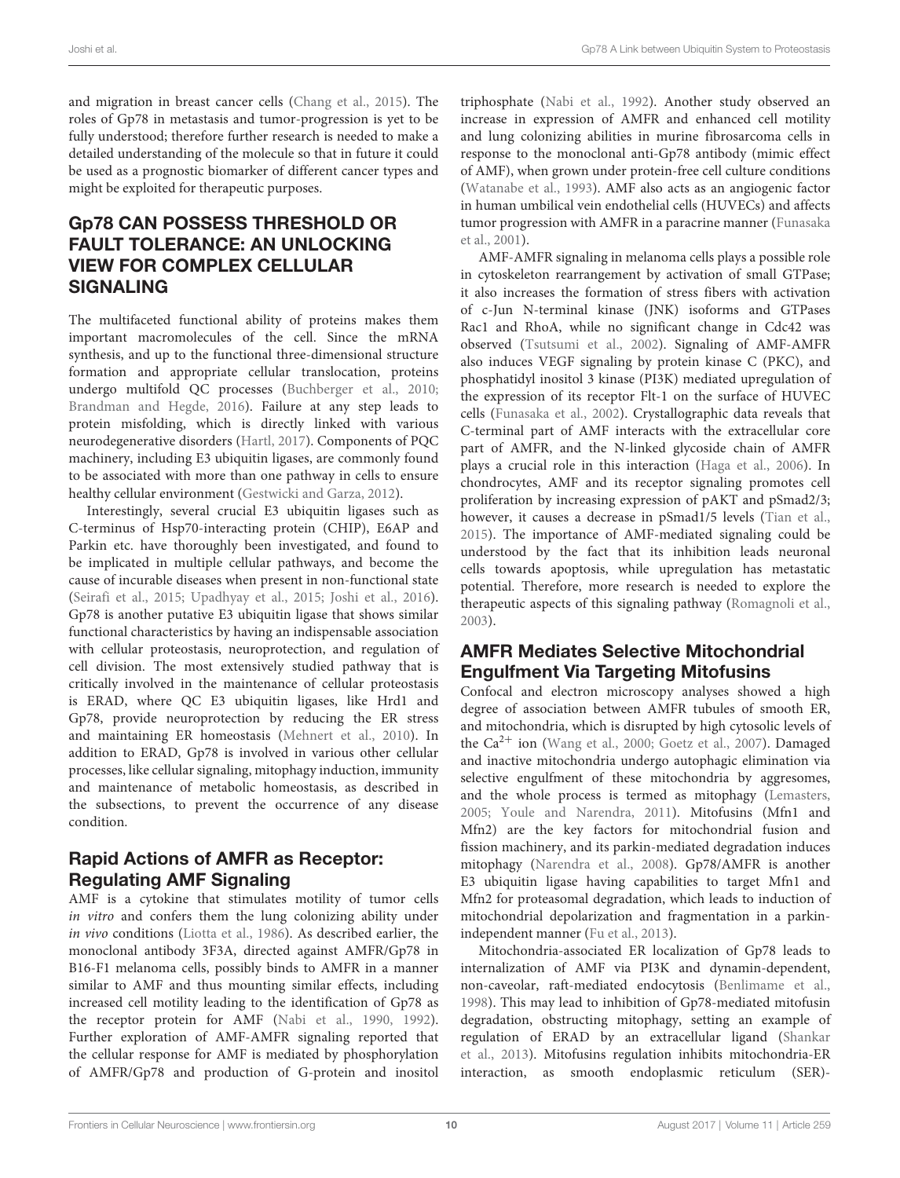and migration in breast cancer cells (Chang et al., 2015). The roles of Gp78 in metastasis and tumor-progression is yet to be fully understood; therefore further research is needed to make a detailed understanding of the molecule so that in future it could be used as a prognostic biomarker of different cancer types and might be exploited for therapeutic purposes.

## Gp78 CAN POSSESS THRESHOLD OR FAULT TOLERANCE: AN UNLOCKING VIEW FOR COMPLEX CELLULAR SIGNALING

The multifaceted functional ability of proteins makes them important macromolecules of the cell. Since the mRNA synthesis, and up to the functional three-dimensional structure formation and appropriate cellular translocation, proteins undergo multifold QC processes (Buchberger et al., 2010; Brandman and Hegde, 2016). Failure at any step leads to protein misfolding, which is directly linked with various neurodegenerative disorders (Hartl, 2017). Components of PQC machinery, including E3 ubiquitin ligases, are commonly found to be associated with more than one pathway in cells to ensure healthy cellular environment (Gestwicki and Garza, 2012).

Interestingly, several crucial E3 ubiquitin ligases such as C-terminus of Hsp70-interacting protein (CHIP), E6AP and Parkin etc. have thoroughly been investigated, and found to be implicated in multiple cellular pathways, and become the cause of incurable diseases when present in non-functional state (Seirafi et al., 2015; Upadhyay et al., 2015; Joshi et al., 2016). Gp78 is another putative E3 ubiquitin ligase that shows similar functional characteristics by having an indispensable association with cellular proteostasis, neuroprotection, and regulation of cell division. The most extensively studied pathway that is critically involved in the maintenance of cellular proteostasis is ERAD, where QC E3 ubiquitin ligases, like Hrd1 and Gp78, provide neuroprotection by reducing the ER stress and maintaining ER homeostasis (Mehnert et al., 2010). In addition to ERAD, Gp78 is involved in various other cellular processes, like cellular signaling, mitophagy induction, immunity and maintenance of metabolic homeostasis, as described in the subsections, to prevent the occurrence of any disease condition.

### Rapid Actions of AMFR as Receptor: Regulating AMF Signaling

AMF is a cytokine that stimulates motility of tumor cells *in vitro* and confers them the lung colonizing ability under *in vivo* conditions (Liotta et al., 1986). As described earlier, the monoclonal antibody 3F3A, directed against AMFR/Gp78 in B16-F1 melanoma cells, possibly binds to AMFR in a manner similar to AMF and thus mounting similar effects, including increased cell motility leading to the identification of Gp78 as the receptor protein for AMF (Nabi et al., 1990, 1992). Further exploration of AMF-AMFR signaling reported that the cellular response for AMF is mediated by phosphorylation of AMFR/Gp78 and production of G-protein and inositol triphosphate (Nabi et al., 1992). Another study observed an increase in expression of AMFR and enhanced cell motility and lung colonizing abilities in murine fibrosarcoma cells in response to the monoclonal anti-Gp78 antibody (mimic effect of AMF), when grown under protein-free cell culture conditions (Watanabe et al., 1993). AMF also acts as an angiogenic factor in human umbilical vein endothelial cells (HUVECs) and affects tumor progression with AMFR in a paracrine manner (Funasaka et al., 2001).

AMF-AMFR signaling in melanoma cells plays a possible role in cytoskeleton rearrangement by activation of small GTPase; it also increases the formation of stress fibers with activation of c-Jun N-terminal kinase (JNK) isoforms and GTPases Rac1 and RhoA, while no significant change in Cdc42 was observed (Tsutsumi et al., 2002). Signaling of AMF-AMFR also induces VEGF signaling by protein kinase C (PKC), and phosphatidyl inositol 3 kinase (PI3K) mediated upregulation of the expression of its receptor Flt-1 on the surface of HUVEC cells (Funasaka et al., 2002). Crystallographic data reveals that C-terminal part of AMF interacts with the extracellular core part of AMFR, and the N-linked glycoside chain of AMFR plays a crucial role in this interaction (Haga et al., 2006). In chondrocytes, AMF and its receptor signaling promotes cell proliferation by increasing expression of pAKT and pSmad2/3; however, it causes a decrease in pSmad1/5 levels (Tian et al., 2015). The importance of AMF-mediated signaling could be understood by the fact that its inhibition leads neuronal cells towards apoptosis, while upregulation has metastatic potential. Therefore, more research is needed to explore the therapeutic aspects of this signaling pathway (Romagnoli et al., 2003).

### AMFR Mediates Selective Mitochondrial Engulfment Via Targeting Mitofusins

Confocal and electron microscopy analyses showed a high degree of association between AMFR tubules of smooth ER, and mitochondria, which is disrupted by high cytosolic levels of the $Ca^{2+}$ ion (Wang et al., 2000; Goetz et al., 2007). Damaged and inactive mitochondria undergo autophagic elimination via selective engulfment of these mitochondria by aggresomes, and the whole process is termed as mitophagy (Lemasters, 2005; Youle and Narendra, 2011). Mitofusins (Mfn1 and Mfn2) are the key factors for mitochondrial fusion and fission machinery, and its parkin-mediated degradation induces mitophagy (Narendra et al., 2008). Gp78/AMFR is another E3 ubiquitin ligase having capabilities to target Mfn1 and Mfn2 for proteasomal degradation, which leads to induction of mitochondrial depolarization and fragmentation in a parkin-independent manner (Fu et al., 2013).

Mitochondria-associated ER localization of Gp78 leads to internalization of AMF via PI3K and dynamin-dependent, non-caveolar, raft-mediated endocytosis (Benlimame et al., 1998). This may lead to inhibition of Gp78-mediated mitofusin degradation, obstructing mitophagy, setting an example of regulation of ERAD by an extracellular ligand (Shankar et al., 2013). Mitofusins regulation inhibits mitochondria-ER interaction, as smooth endoplasmic reticulum (SER)-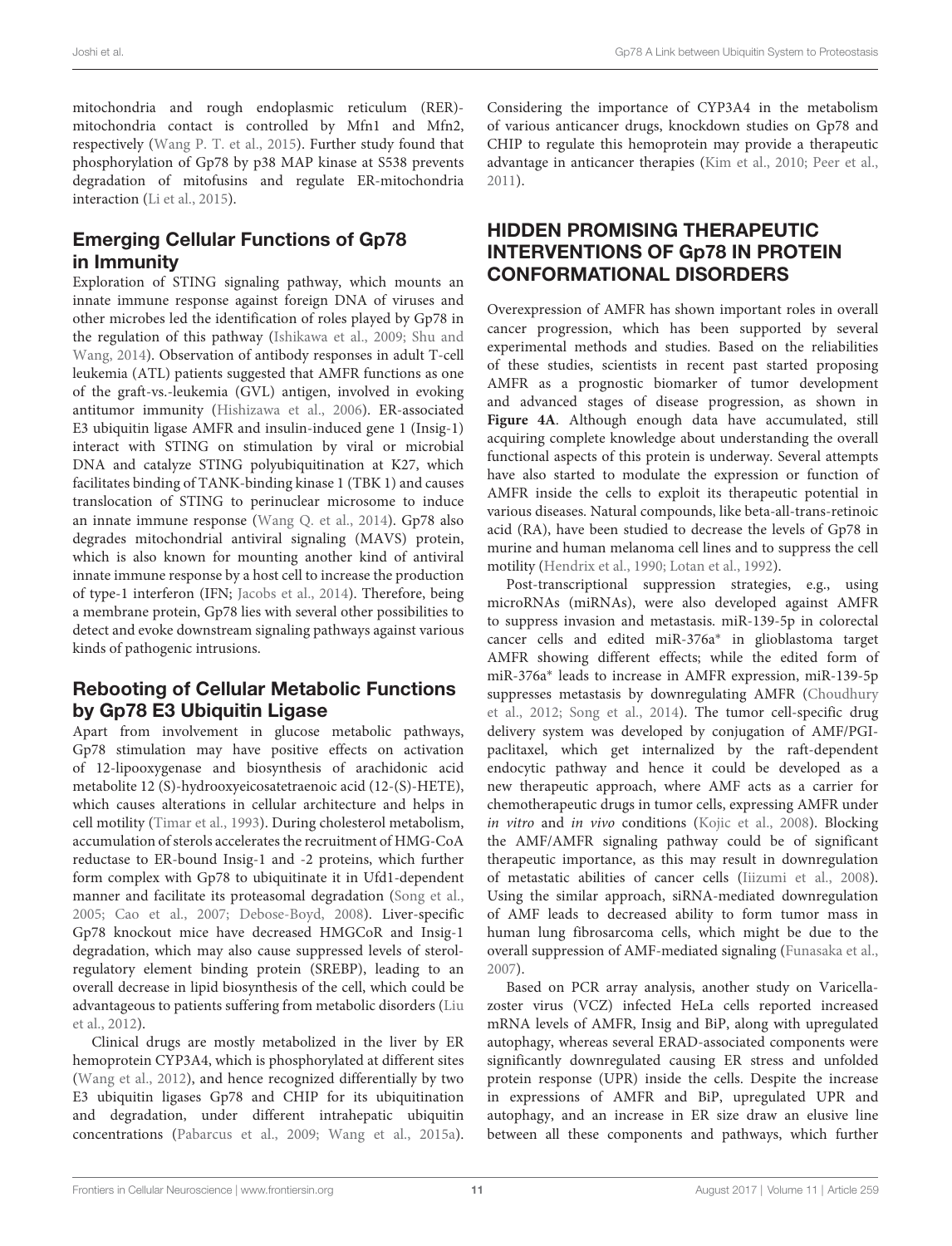mitochondria and rough endoplasmic reticulum (RER)-mitochondria contact is controlled by Mfn1 and Mfn2, respectively (Wang P. T. et al., 2015). Further study found that phosphorylation of Gp78 by p38 MAP kinase at S538 prevents degradation of mitofusins and regulate ER-mitochondria interaction (Li et al., 2015).

## Emerging Cellular Functions of Gp78 in Immunity

Exploration of STING signaling pathway, which mounts an innate immune response against foreign DNA of viruses and other microbes led the identification of roles played by Gp78 in the regulation of this pathway (Ishikawa et al., 2009; Shu and Wang, 2014). Observation of antibody responses in adult T-cell leukemia (ATL) patients suggested that AMFR functions as one of the graft-vs.-leukemia (GVL) antigen, involved in evoking antitumor immunity (Hishizawa et al., 2006). ER-associated E3 ubiquitin ligase AMFR and insulin-induced gene 1 (Insig-1) interact with STING on stimulation by viral or microbial DNA and catalyze STING polyubiquitination at K27, which facilitates binding of TANK-binding kinase 1 (TBK 1) and causes translocation of STING to perinuclear microsome to induce an innate immune response (Wang Q. et al., 2014). Gp78 also degrades mitochondrial antiviral signaling (MAVS) protein, which is also known for mounting another kind of antiviral innate immune response by a host cell to increase the production of type-1 interferon (IFN; Jacobs et al., 2014). Therefore, being a membrane protein, Gp78 lies with several other possibilities to detect and evoke downstream signaling pathways against various kinds of pathogenic intrusions.

## Rebooting of Cellular Metabolic Functions by Gp78 E3 Ubiquitin Ligase

Apart from involvement in glucose metabolic pathways, Gp78 stimulation may have positive effects on activation of 12-lipooxygenase and biosynthesis of arachidonic acid metabolite 12 (S)-hydrooxyeicosatetraenoic acid (12-(S)-HETE), which causes alterations in cellular architecture and helps in cell motility (Timar et al., 1993). During cholesterol metabolism, accumulation of sterols accelerates the recruitment of HMG-CoA reductase to ER-bound Insig-1 and -2 proteins, which further form complex with Gp78 to ubiquitinate it in Ufd1-dependent manner and facilitate its proteasomal degradation (Song et al., 2005; Cao et al., 2007; Debose-Boyd, 2008). Liver-specific Gp78 knockout mice have decreased HMGCoR and Insig-1 degradation, which may also cause suppressed levels of sterol-regulatory element binding protein (SREBP), leading to an overall decrease in lipid biosynthesis of the cell, which could be advantageous to patients suffering from metabolic disorders (Liu et al., 2012).

Clinical drugs are mostly metabolized in the liver by ER hemoprotein CYP3A4, which is phosphorylated at different sites (Wang et al., 2012), and hence recognized differentially by two E3 ubiquitin ligases Gp78 and CHIP for its ubiquitination and degradation, under different intrahepatic ubiquitin concentrations (Pabarcus et al., 2009; Wang et al., 2015a). Considering the importance of CYP3A4 in the metabolism of various anticancer drugs, knockdown studies on Gp78 and CHIP to regulate this hemoprotein may provide a therapeutic advantage in anticancer therapies (Kim et al., 2010; Peer et al., 2011).

# HIDDEN PROMISING THERAPEUTIC INTERVENTIONS OF Gp78 IN PROTEIN CONFORMATIONAL DISORDERS

Overexpression of AMFR has shown important roles in overall cancer progression, which has been supported by several experimental methods and studies. Based on the reliabilities of these studies, scientists in recent past started proposing AMFR as a prognostic biomarker of tumor development and advanced stages of disease progression, as shown in **Figure 4A**. Although enough data have accumulated, still acquiring complete knowledge about understanding the overall functional aspects of this protein is underway. Several attempts have also started to modulate the expression or function of AMFR inside the cells to exploit its therapeutic potential in various diseases. Natural compounds, like beta-all-trans-retinoic acid (RA), have been studied to decrease the levels of Gp78 in murine and human melanoma cell lines and to suppress the cell motility (Hendrix et al., 1990; Lotan et al., 1992).

Post-transcriptional suppression strategies, e.g., using microRNAs (miRNAs), were also developed against AMFR to suppress invasion and metastasis. miR-139-5p in colorectal cancer cells and edited miR-376a* in glioblastoma target AMFR showing different effects; while the edited form of miR-376a* leads to increase in AMFR expression, miR-139-5p suppresses metastasis by downregulating AMFR (Choudhury et al., 2012; Song et al., 2014). The tumor cell-specific drug delivery system was developed by conjugation of AMF/PGI-paclitaxel, which get internalized by the raft-dependent endocytic pathway and hence it could be developed as a new therapeutic approach, where AMF acts as a carrier for chemotherapeutic drugs in tumor cells, expressing AMFR under *in vitro* and *in vivo* conditions (Kojic et al., 2008). Blocking the AMF/AMFR signaling pathway could be of significant therapeutic importance, as this may result in downregulation of metastatic abilities of cancer cells (Iiizumi et al., 2008). Using the similar approach, siRNA-mediated downregulation of AMF leads to decreased ability to form tumor mass in human lung fibrosarcoma cells, which might be due to the overall suppression of AMF-mediated signaling (Funasaka et al., 2007).

Based on PCR array analysis, another study on Varicella-zoster virus (VCZ) infected HeLa cells reported increased mRNA levels of AMFR, Insig and BiP, along with upregulated autophagy, whereas several ERAD-associated components were significantly downregulated causing ER stress and unfolded protein response (UPR) inside the cells. Despite the increase in expressions of AMFR and BiP, upregulated UPR and autophagy, and an increase in ER size draw an elusive line between all these components and pathways, which further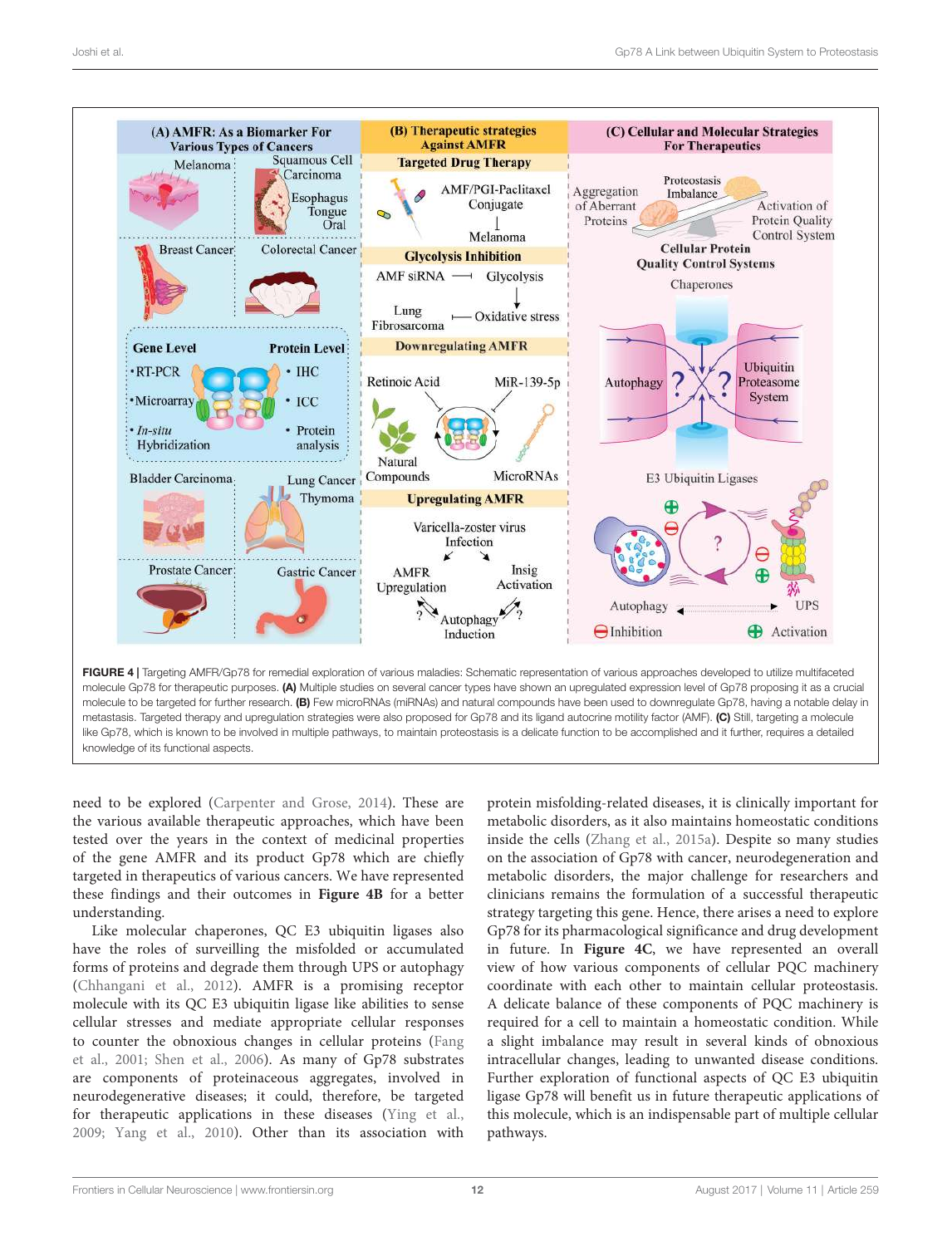**FIGURE 4 |** Targeting AMFR/Gp78 for remedial exploration of various maladies: Schematic representation of various approaches developed to utilize multifaceted molecule Gp78 for therapeutic purposes. **(A)** Multiple studies on several cancer types have shown an upregulated expression level of Gp78 proposing it as a crucial molecule to be targeted for further research. **(B)** Few microRNAs (miRNAs) and natural compounds have been used to downregulate Gp78, having a notable delay in metastasis. Targeted therapy and upregulation strategies were also proposed for Gp78 and its ligand autocrine motility factor (AMF). **(C)** Still, targeting a molecule like Gp78, which is known to be involved in multiple pathways, to maintain proteostasis is a delicate function to be accomplished and it further, requires a detailed knowledge of its functional aspects.

need to be explored (Carpenter and Grose, 2014). These are the various available therapeutic approaches, which have been tested over the years in the context of medicinal properties of the gene AMFR and its product Gp78 which are chiefly targeted in therapeutics of various cancers. We have represented these findings and their outcomes in **Figure 4B** for a better understanding.

Like molecular chaperones, QC E3 ubiquitin ligases also have the roles of surveilling the misfolded or accumulated forms of proteins and degrade them through UPS or autophagy (Chhangani et al., 2012). AMFR is a promising receptor molecule with its QC E3 ubiquitin ligase like abilities to sense cellular stresses and mediate appropriate cellular responses to counter the obnoxious changes in cellular proteins (Fang et al., 2001; Shen et al., 2006). As many of Gp78 substrates are components of proteinaceous aggregates, involved in neurodegenerative diseases; it could, therefore, be targeted for therapeutic applications in these diseases (Ying et al., 2009; Yang et al., 2010). Other than its association with protein misfolding-related diseases, it is clinically important for metabolic disorders, as it also maintains homeostatic conditions inside the cells (Zhang et al., 2015a). Despite so many studies on the association of Gp78 with cancer, neurodegeneration and metabolic disorders, the major challenge for researchers and clinicians remains the formulation of a successful therapeutic strategy targeting this gene. Hence, there arises a need to explore Gp78 for its pharmacological significance and drug development in future. In **Figure 4C**, we have represented an overall view of how various components of cellular PQC machinery coordinate with each other to maintain cellular proteostasis. A delicate balance of these components of PQC machinery is required for a cell to maintain a homeostatic condition. While a slight imbalance may result in several kinds of obnoxious intracellular changes, leading to unwanted disease conditions. Further exploration of functional aspects of QC E3 ubiquitin ligase Gp78 will benefit us in future therapeutic applications of this molecule, which is an indispensable part of multiple cellular pathways.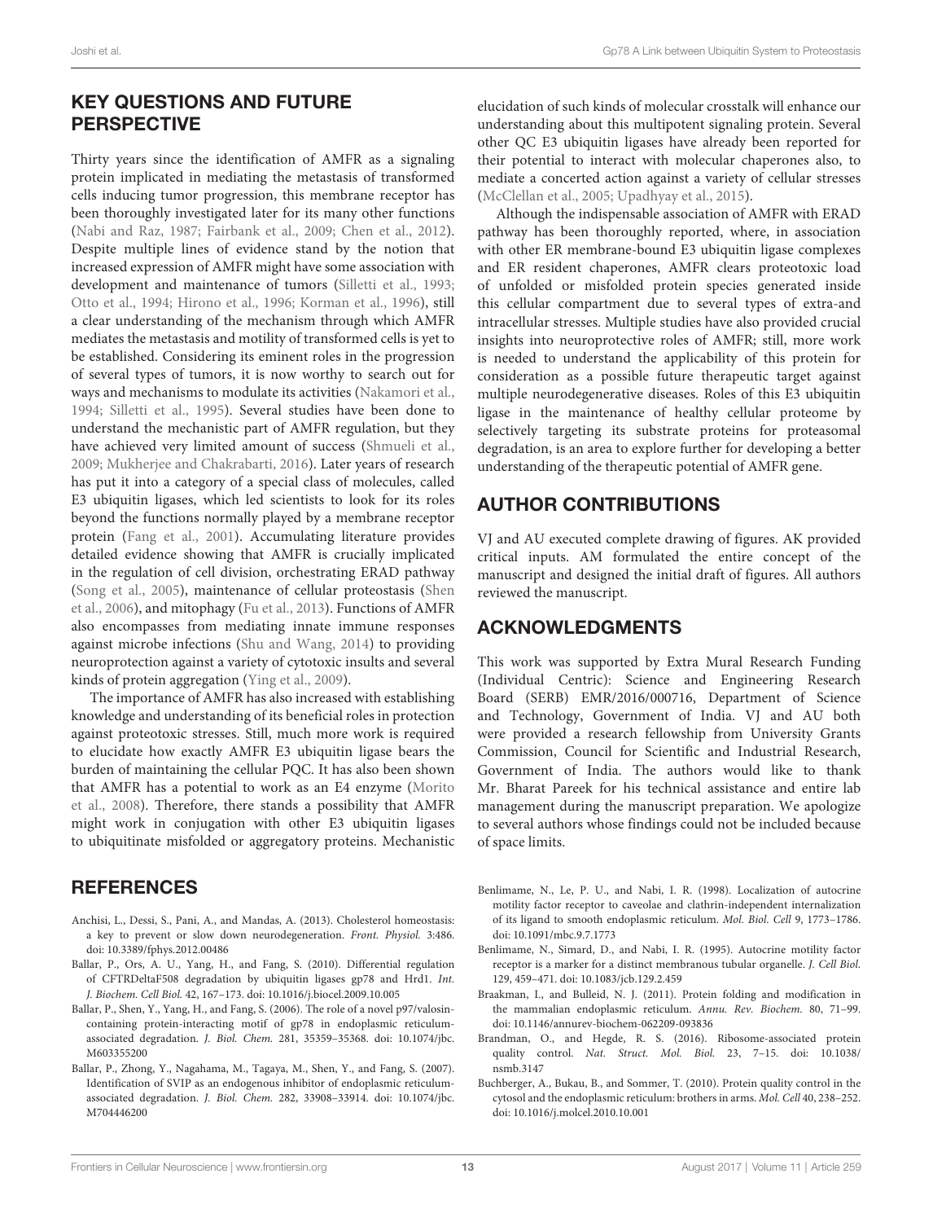## KEY QUESTIONS AND FUTURE PERSPECTIVE

Thirty years since the identification of AMFR as a signaling protein implicated in mediating the metastasis of transformed cells inducing tumor progression, this membrane receptor has been thoroughly investigated later for its many other functions (Nabi and Raz, 1987; Fairbank et al., 2009; Chen et al., 2012). Despite multiple lines of evidence stand by the notion that increased expression of AMFR might have some association with development and maintenance of tumors (Silletti et al., 1993; Otto et al., 1994; Hirono et al., 1996; Korman et al., 1996), still a clear understanding of the mechanism through which AMFR mediates the metastasis and motility of transformed cells is yet to be established. Considering its eminent roles in the progression of several types of tumors, it is now worthy to search out for ways and mechanisms to modulate its activities (Nakamori et al., 1994; Silletti et al., 1995). Several studies have been done to understand the mechanistic part of AMFR regulation, but they have achieved very limited amount of success (Shmueli et al., 2009; Mukherjee and Chakrabarti, 2016). Later years of research has put it into a category of a special class of molecules, called E3 ubiquitin ligases, which led scientists to look for its roles beyond the functions normally played by a membrane receptor protein (Fang et al., 2001). Accumulating literature provides detailed evidence showing that AMFR is crucially implicated in the regulation of cell division, orchestrating ERAD pathway (Song et al., 2005), maintenance of cellular proteostasis (Shen et al., 2006), and mitophagy (Fu et al., 2013). Functions of AMFR also encompasses from mediating innate immune responses against microbe infections (Shu and Wang, 2014) to providing neuroprotection against a variety of cytotoxic insults and several kinds of protein aggregation (Ying et al., 2009).

The importance of AMFR has also increased with establishing knowledge and understanding of its beneficial roles in protection against proteotoxic stresses. Still, much more work is required to elucidate how exactly AMFR E3 ubiquitin ligase bears the burden of maintaining the cellular PQC. It has also been shown that AMFR has a potential to work as an E4 enzyme (Morito et al., 2008). Therefore, there stands a possibility that AMFR might work in conjugation with other E3 ubiquitin ligases to ubiquitinate misfolded or aggregatory proteins. Mechanistic elucidation of such kinds of molecular crosstalk will enhance our understanding about this multipotent signaling protein. Several other QC E3 ubiquitin ligases have already been reported for their potential to interact with molecular chaperones also, to mediate a concerted action against a variety of cellular stresses (McClellan et al., 2005; Upadhyay et al., 2015).

Although the indispensable association of AMFR with ERAD pathway has been thoroughly reported, where, in association with other ER membrane-bound E3 ubiquitin ligase complexes and ER resident chaperones, AMFR clears proteotoxic load of unfolded or misfolded protein species generated inside this cellular compartment due to several types of extra-and intracellular stresses. Multiple studies have also provided crucial insights into neuroprotective roles of AMFR; still, more work is needed to understand the applicability of this protein for consideration as a possible future therapeutic target against multiple neurodegenerative diseases. Roles of this E3 ubiquitin ligase in the maintenance of healthy cellular proteome by selectively targeting its substrate proteins for proteasomal degradation, is an area to explore further for developing a better understanding of the therapeutic potential of AMFR gene.

## AUTHOR CONTRIBUTIONS

VJ and AU executed complete drawing of figures. AK provided critical inputs. AM formulated the entire concept of the manuscript and designed the initial draft of figures. All authors reviewed the manuscript.

## ACKNOWLEDGMENTS

This work was supported by Extra Mural Research Funding (Individual Centric): Science and Engineering Research Board (SERB) EMR/2016/000716, Department of Science and Technology, Government of India. VJ and AU both were provided a research fellowship from University Grants Commission, Council for Scientific and Industrial Research, Government of India. The authors would like to thank Mr. Bharat Pareek for his technical assistance and entire lab management during the manuscript preparation. We apologize to several authors whose findings could not be included because of space limits.

## REFERENCES

Anchisi, L., Dessi, S., Pani, A., and Mandas, A. (2013). Cholesterol homeostasis: a key to prevent or slow down neurodegeneration. *Front. Physiol.* 3:486. doi: 10.3389/fphys.2012.00486

Ballar, P., Ors, A. U., Yang, H., and Fang, S. (2010). Differential regulation of CFTRDeltaF508 degradation by ubiquitin ligases gp78 and Hrd1. *Int. J. Biochem. Cell Biol.* 42, 167–173. doi: 10.1016/j.biocel.2009.10.005

Ballar, P., Shen, Y., Yang, H., and Fang, S. (2006). The role of a novel p97/valosin-containing protein-interacting motif of gp78 in endoplasmic reticulum-associated degradation. *J. Biol. Chem.* 281, 35359–35368. doi: 10.1074/jbc.M603355200

Ballar, P., Zhong, Y., Nagahama, M., Tagaya, M., Shen, Y., and Fang, S. (2007). Identification of SVIP as an endogenous inhibitor of endoplasmic reticulum-associated degradation. *J. Biol. Chem.* 282, 33908–33914. doi: 10.1074/jbc.M704446200

Benlimame, N., Le, P. U., and Nabi, I. R. (1998). Localization of autocrine motility factor receptor to caveolae and clathrin-independent internalization of its ligand to smooth endoplasmic reticulum. *Mol. Biol. Cell* 9, 1773–1786. doi: 10.1091/mbc.9.7.1773

Benlimame, N., Simard, D., and Nabi, I. R. (1995). Autocrine motility factor receptor is a marker for a distinct membranous tubular organelle. *J. Cell Biol.* 129, 459–471. doi: 10.1083/jcb.129.2.459

Braakman, I., and Bulleid, N. J. (2011). Protein folding and modification in the mammalian endoplasmic reticulum. *Annu. Rev. Biochem.* 80, 71–99. doi: 10.1146/annurev-biochem-062209-093836

Brandman, O., and Hegde, R. S. (2016). Ribosome-associated protein quality control. *Nat. Struct. Mol. Biol.* 23, 7–15. doi: 10.1038/nsmb.3147

Buchberger, A., Bukau, B., and Sommer, T. (2010). Protein quality control in the cytosol and the endoplasmic reticulum: brothers in arms. *Mol. Cell* 40, 238–252. doi: 10.1016/j.molcel.2010.10.001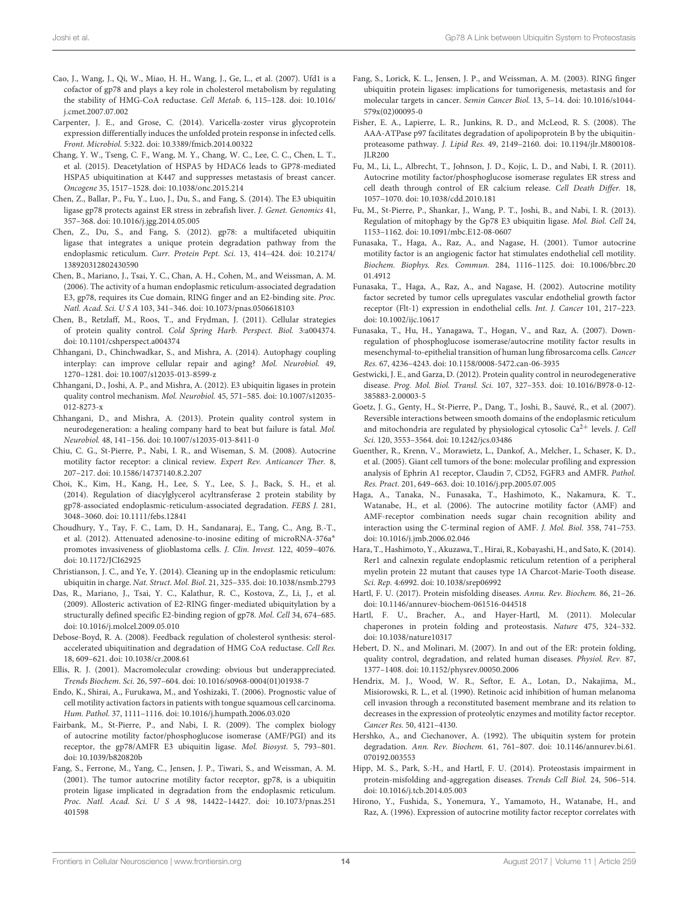Cao, J., Wang, J., Qi, W., Miao, H. H., Wang, J., Ge, L., et al. (2007). Ufd1 is a cofactor of gp78 and plays a key role in cholesterol metabolism by regulating the stability of HMG-CoA reductase. *Cell Metab.* 6, 115–128. doi: 10.1016/j.cmet.2007.07.002

Carpenter, J. E., and Grose, C. (2014). Varicella-zoster virus glycoprotein expression differentially induces the unfolded protein response in infected cells. *Front. Microbiol.* 5:322. doi: 10.3389/fmicb.2014.00322

Chang, Y. W., Tseng, C. F., Wang, M. Y., Chang, W. C., Lee, C. C., Chen, L. T., et al. (2015). Deacetylation of HSPA5 by HDAC6 leads to GP78-mediated HSPA5 ubiquitination at K447 and suppresses metastasis of breast cancer. *Oncogene* 35, 1517–1528. doi: 10.1038/onc.2015.214

Chen, Z., Ballar, P., Fu, Y., Luo, J., Du, S., and Fang, S. (2014). The E3 ubiquitin ligase gp78 protects against ER stress in zebrafish liver. *J. Genet. Genomics* 41, 357–368. doi: 10.1016/j.jgg.2014.05.005

Chen, Z., Du, S., and Fang, S. (2012). gp78: a multifaceted ubiquitin ligase that integrates a unique protein degradation pathway from the endoplasmic reticulum. *Curr. Protein Pept. Sci.* 13, 414–424. doi: 10.2174/138920312802430590

Chen, B., Mariano, J., Tsai, Y. C., Chan, A. H., Cohen, M., and Weissman, A. M. (2006). The activity of a human endoplasmic reticulum-associated degradation E3, gp78, requires its Cue domain, RING finger and an E2-binding site. *Proc. Natl. Acad. Sci. U S A* 103, 341–346. doi: 10.1073/pnas.0506618103

Chen, B., Retzlaff, M., Roos, T., and Frydman, J. (2011). Cellular strategies of protein quality control. *Cold Spring Harb. Perspect. Biol.* 3:a004374. doi: 10.1101/cshperspect.a004374

Chhangani, D., Chinchwadkar, S., and Mishra, A. (2014). Autophagy coupling interplay: can improve cellular repair and aging? *Mol. Neurobiol.* 49, 1270–1281. doi: 10.1007/s12035-013-8599-z

Chhangani, D., Joshi, A. P., and Mishra, A. (2012). E3 ubiquitin ligases in protein quality control mechanism. *Mol. Neurobiol.* 45, 571–585. doi: 10.1007/s12035-012-8273-x

Chhangani, D., and Mishra, A. (2013). Protein quality control system in neurodegeneration: a healing company hard to beat but failure is fatal. *Mol. Neurobiol.* 48, 141–156. doi: 10.1007/s12035-013-8411-0

Chiu, C. G., St-Pierre, P., Nabi, I. R., and Wiseman, S. M. (2008). Autocrine motility factor receptor: a clinical review. *Expert Rev. Anticancer Ther.* 8, 207–217. doi: 10.1586/14737140.8.2.207

Choi, K., Kim, H., Kang, H., Lee, S. Y., Lee, S. J., Back, S. H., et al. (2014). Regulation of diacylglycerol acyltransferase 2 protein stability by gp78-associated endoplasmic-reticulum-associated degradation. *FEBS J.* 281, 3048–3060. doi: 10.1111/febs.12841

Choudhury, Y., Tay, F. C., Lam, D. H., Sandanaraj, E., Tang, C., Ang, B.-T., et al. (2012). Attenuated adenosine-to-inosine editing of microRNA-376a* promotes invasiveness of glioblastoma cells. *J. Clin. Invest.* 122, 4059–4076. doi: 10.1172/JCI62925

Christianson, J. C., and Ye, Y. (2014). Cleaning up in the endoplasmic reticulum: ubiquitin in charge. *Nat. Struct. Mol. Biol.* 21, 325–335. doi: 10.1038/nsmb.2793

Das, R., Mariano, J., Tsai, Y. C., Kalathur, R. C., Kostova, Z., Li, J., et al. (2009). Allosteric activation of E2-RING finger-mediated ubiquitylation by a structurally defined specific E2-binding region of gp78. *Mol. Cell* 34, 674–685. doi: 10.1016/j.molcel.2009.05.010

Debose-Boyd, R. A. (2008). Feedback regulation of cholesterol synthesis: sterol-accelerated ubiquitination and degradation of HMG CoA reductase. *Cell Res.* 18, 609–621. doi: 10.1038/cr.2008.61

Ellis, R. J. (2001). Macromolecular crowding: obvious but underappreciated. *Trends Biochem. Sci.* 26, 597–604. doi: 10.1016/s0968-0004(01)01938-7

Endo, K., Shirai, A., Furukawa, M., and Yoshizaki, T. (2006). Prognostic value of cell motility activation factors in patients with tongue squamous cell carcinoma. *Hum. Pathol.* 37, 1111–1116. doi: 10.1016/j.humpath.2006.03.020

Fairbank, M., St-Pierre, P., and Nabi, I. R. (2009). The complex biology of autocrine motility factor/phosphoglucose isomerase (AMF/PGI) and its receptor, the gp78/AMFR E3 ubiquitin ligase. *Mol. Biosyst.* 5, 793–801. doi: 10.1039/b820820b

Fang, S., Ferrone, M., Yang, C., Jensen, J. P., Tiwari, S., and Weissman, A. M. (2001). The tumor autocrine motility factor receptor, gp78, is a ubiquitin protein ligase implicated in degradation from the endoplasmic reticulum. *Proc. Natl. Acad. Sci. U S A* 98, 14422–14427. doi: 10.1073/pnas.251401598

Fang, S., Lorick, K. L., Jensen, J. P., and Weissman, A. M. (2003). RING finger ubiquitin protein ligases: implications for tumorigenesis, metastasis and for molecular targets in cancer. *Semin Cancer Biol.* 13, 5–14. doi: 10.1016/s1044-579x(02)00095-0

Fisher, E. A., Lapierre, L. R., Junkins, R. D., and McLeod, R. S. (2008). The AAA-ATPase p97 facilitates degradation of apolipoprotein B by the ubiquitin-proteasome pathway. *J. Lipid Res.* 49, 2149–2160. doi: 10.1194/jlr.M800108-JLR200

Fu, M., Li, L., Albrecht, T., Johnson, J. D., Kojic, L. D., and Nabi, I. R. (2011). Autocrine motility factor/phosphoglucose isomerase regulates ER stress and cell death through control of ER calcium release. *Cell Death Differ.* 18, 1057–1070. doi: 10.1038/cdd.2010.181

Fu, M., St-Pierre, P., Shankar, J., Wang, P. T., Joshi, B., and Nabi, I. R. (2013). Regulation of mitophagy by the Gp78 E3 ubiquitin ligase. *Mol. Biol. Cell* 24, 1153–1162. doi: 10.1091/mbc.E12-08-0607

Funasaka, T., Haga, A., Raz, A., and Nagase, H. (2001). Tumor autocrine motility factor is an angiogenic factor hat stimulates endothelial cell motility. *Biochem. Biophys. Res. Commun.* 284, 1116–1125. doi: 10.1006/bbrc.2001.4912

Funasaka, T., Haga, A., Raz, A., and Nagase, H. (2002). Autocrine motility factor secreted by tumor cells upregulates vascular endothelial growth factor receptor (Flt-1) expression in endothelial cells. *Int. J. Cancer* 101, 217–223. doi: 10.1002/ijc.10617

Funasaka, T., Hu, H., Yanagawa, T., Hogan, V., and Raz, A. (2007). Down-regulation of phosphoglucose isomerase/autocrine motility factor results in mesenchymal-to-epithelial transition of human lung fibrosarcoma cells. *Cancer Res.* 67, 4236–4243. doi: 10.1158/0008-5472.can-06-3935

Gestwicki, J. E., and Garza, D. (2012). Protein quality control in neurodegenerative disease. *Prog. Mol. Biol. Transl. Sci.* 107, 327–353. doi: 10.1016/B978-0-12-385883-2.00003-5

Goetz, J. G., Genty, H., St-Pierre, P., Dang, T., Joshi, B., Sauvé, R., et al. (2007). Reversible interactions between smooth domains of the endoplasmic reticulum and mitochondria are regulated by physiological cytosolic $Ca^{2+}$ levels. *J. Cell Sci.* 120, 3553–3564. doi: 10.1242/jcs.03486

Guenther, R., Krenn, V., Morawietz, L., Dankof, A., Melcher, I., Schaser, K. D., et al. (2005). Giant cell tumors of the bone: molecular profiling and expression analysis of Ephrin A1 receptor, Claudin 7, CD52, FGFR3 and AMFR. *Pathol. Res. Pract.* 201, 649–663. doi: 10.1016/j.prp.2005.07.005

Haga, A., Tanaka, N., Funasaka, T., Hashimoto, K., Nakamura, K. T., Watanabe, H., et al. (2006). The autocrine motility factor (AMF) and AMF-receptor combination needs sugar chain recognition ability and interaction using the C-terminal region of AMF. *J. Mol. Biol.* 358, 741–753. doi: 10.1016/j.jmb.2006.02.046

Hara, T., Hashimoto, Y., Akuzawa, T., Hirai, R., Kobayashi, H., and Sato, K. (2014). Rer1 and calnexin regulate endoplasmic reticulum retention of a peripheral myelin protein 22 mutant that causes type 1A Charcot-Marie-Tooth disease. *Sci. Rep.* 4:6992. doi: 10.1038/srep06992

Hartl, F. U. (2017). Protein misfolding diseases. *Annu. Rev. Biochem.* 86, 21–26. doi: 10.1146/annurev-biochem-061516-044518

Hartl, F. U., Bracher, A., and Hayer-Hartl, M. (2011). Molecular chaperones in protein folding and proteostasis. *Nature* 475, 324–332. doi: 10.1038/nature10317

Hebert, D. N., and Molinari, M. (2007). In and out of the ER: protein folding, quality control, degradation, and related human diseases. *Physiol. Rev.* 87, 1377–1408. doi: 10.1152/physrev.00050.2006

Hendrix, M. J., Wood, W. R., Seftor, E. A., Lotan, D., Nakajima, M., Misiorowski, R. L., et al. (1990). Retinoic acid inhibition of human melanoma cell invasion through a reconstituted basement membrane and its relation to decreases in the expression of proteolytic enzymes and motility factor receptor. *Cancer Res.* 50, 4121–4130.

Hershko, A., and Ciechanover, A. (1992). The ubiquitin system for protein degradation. *Ann. Rev. Biochem.* 61, 761–807. doi: 10.1146/annurev.bi.61.070192.003553

Hipp, M. S., Park, S.-H., and Hartl, F. U. (2014). Proteostasis impairment in protein-misfolding and-aggregation diseases. *Trends Cell Biol.* 24, 506–514. doi: 10.1016/j.tcb.2014.05.003

Hirono, Y., Fushida, S., Yonemura, Y., Yamamoto, H., Watanabe, H., and Raz, A. (1996). Expression of autocrine motility factor receptor correlates with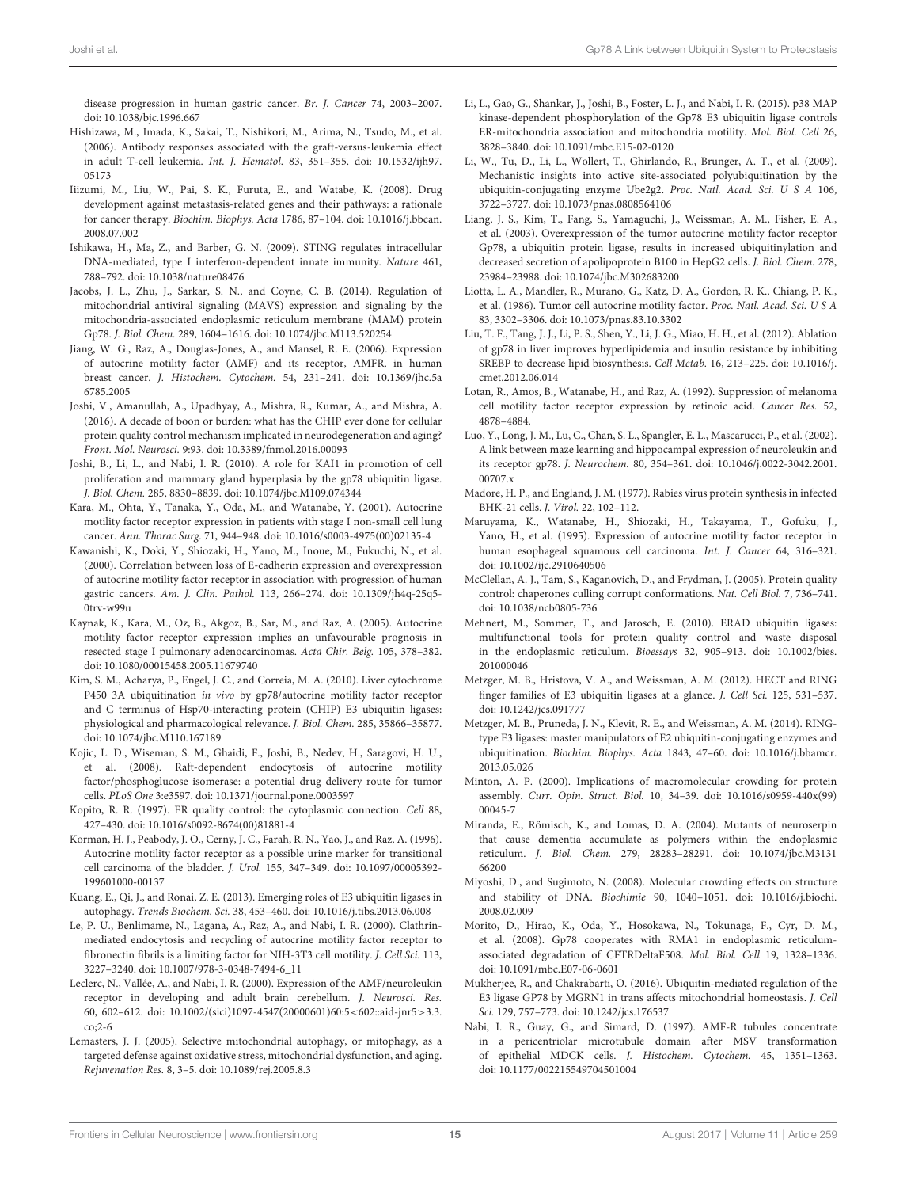disease progression in human gastric cancer. *Br. J. Cancer* 74, 2003–2007. doi: 10.1038/bjc.1996.667

Hishizawa, M., Imada, K., Sakai, T., Nishikori, M., Arima, N., Tsudo, M., et al. (2006). Antibody responses associated with the graft-versus-leukemia effect in adult T-cell leukemia. *Int. J. Hematol.* 83, 351–355. doi: 10.1532/ijh97.05173

Iiizumi, M., Liu, W., Pai, S. K., Furuta, E., and Watabe, K. (2008). Drug development against metastasis-related genes and their pathways: a rationale for cancer therapy. *Biochim. Biophys. Acta* 1786, 87–104. doi: 10.1016/j.bbcan.2008.07.002

Ishikawa, H., Ma, Z., and Barber, G. N. (2009). STING regulates intracellular DNA-mediated, type I interferon-dependent innate immunity. *Nature* 461, 788–792. doi: 10.1038/nature08476

Jacobs, J. L., Zhu, J., Sarkar, S. N., and Coyne, C. B. (2014). Regulation of mitochondrial antiviral signaling (MAVS) expression and signaling by the mitochondria-associated endoplasmic reticulum membrane (MAM) protein Gp78. *J. Biol. Chem.* 289, 1604–1616. doi: 10.1074/jbc.M113.520254

Jiang, W. G., Raz, A., Douglas-Jones, A., and Mansel, R. E. (2006). Expression of autocrine motility factor (AMF) and its receptor, AMFR, in human breast cancer. *J. Histochem. Cytochem.* 54, 231–241. doi: 10.1369/jhc.5a6785.2005

Joshi, V., Amanullah, A., Upadhyay, A., Mishra, R., Kumar, A., and Mishra, A. (2016). A decade of boon or burden: what has the CHIP ever done for cellular protein quality control mechanism implicated in neurodegeneration and aging? *Front. Mol. Neurosci.* 9:93. doi: 10.3389/fnmol.2016.00093

Joshi, B., Li, L., and Nabi, I. R. (2010). A role for KAI1 in promotion of cell proliferation and mammary gland hyperplasia by the gp78 ubiquitin ligase. *J. Biol. Chem.* 285, 8830–8839. doi: 10.1074/jbc.M109.074344

Kara, M., Ohta, Y., Tanaka, Y., Oda, M., and Watanabe, Y. (2001). Autocrine motility factor receptor expression in patients with stage I non-small cell lung cancer. *Ann. Thorac Surg.* 71, 944–948. doi: 10.1016/s0003-4975(00)02135-4

Kawanishi, K., Doki, Y., Shiozaki, H., Yano, M., Inoue, M., Fukuchi, N., et al. (2000). Correlation between loss of E-cadherin expression and overexpression of autocrine motility factor receptor in association with progression of human gastric cancers. *Am. J. Clin. Pathol.* 113, 266–274. doi: 10.1309/jh4q-25q5-0trv-w99u

Kaynak, K., Kara, M., Oz, B., Akgoz, B., Sar, M., and Raz, A. (2005). Autocrine motility factor receptor expression implies an unfavourable prognosis in resected stage I pulmonary adenocarcinomas. *Acta Chir. Belg.* 105, 378–382. doi: 10.1080/00015458.2005.11679740

Kim, S. M., Acharya, P., Engel, J. C., and Correia, M. A. (2010). Liver cytochrome P450 3A ubiquitination *in vivo* by gp78/autocrine motility factor receptor and C terminus of Hsp70-interacting protein (CHIP) E3 ubiquitin ligases: physiological and pharmacological relevance. *J. Biol. Chem.* 285, 35866–35877. doi: 10.1074/jbc.M110.167189

Kojic, L. D., Wiseman, S. M., Ghaidi, F., Joshi, B., Nedev, H., Saragovi, H. U., et al. (2008). Raft-dependent endocytosis of autocrine motility factor/phosphoglucose isomerase: a potential drug delivery route for tumor cells. *PLoS One* 3:e3597. doi: 10.1371/journal.pone.0003597

Kopito, R. R. (1997). ER quality control: the cytoplasmic connection. *Cell* 88, 427–430. doi: 10.1016/s0092-8674(00)81881-4

Korman, H. J., Peabody, J. O., Cerny, J. C., Farah, R. N., Yao, J., and Raz, A. (1996). Autocrine motility factor receptor as a possible urine marker for transitional cell carcinoma of the bladder. *J. Urol.* 155, 347–349. doi: 10.1097/00005392-199601000-00137

Kuang, E., Qi, J., and Ronai, Z. E. (2013). Emerging roles of E3 ubiquitin ligases in autophagy. *Trends Biochem. Sci.* 38, 453–460. doi: 10.1016/j.tibs.2013.06.008

Le, P. U., Benlimame, N., Lagana, A., Raz, A., and Nabi, I. R. (2000). Clathrin-mediated endocytosis and recycling of autocrine motility factor receptor to fibronectin fibrils is a limiting factor for NIH-3T3 cell motility. *J. Cell Sci.* 113, 3227–3240. doi: 10.1007/978-3-0348-7494-6_11

Leclerc, N., Vallée, A., and Nabi, I. R. (2000). Expression of the AMF/neuroleukin receptor in developing and adult brain cerebellum. *J. Neurosci. Res.* 60, 602–612. doi: 10.1002/(sici)1097-4547(20000601)60:5<602::aid-jnr5>3.3.co;2-6

Lemasters, J. J. (2005). Selective mitochondrial autophagy, or mitophagy, as a targeted defense against oxidative stress, mitochondrial dysfunction, and aging. *Rejuvenation Res.* 8, 3–5. doi: 10.1089/rej.2005.8.3

Li, L., Gao, G., Shankar, J., Joshi, B., Foster, L. J., and Nabi, I. R. (2015). p38 MAP kinase-dependent phosphorylation of the Gp78 E3 ubiquitin ligase controls ER-mitochondria association and mitochondria motility. *Mol. Biol. Cell* 26, 3828–3840. doi: 10.1091/mbc.E15-02-0120

Li, W., Tu, D., Li, L., Wollert, T., Ghirlando, R., Brunger, A. T., et al. (2009). Mechanistic insights into active site-associated polyubiquitination by the ubiquitin-conjugating enzyme Ube2g2. *Proc. Natl. Acad. Sci. U S A* 106, 3722–3727. doi: 10.1073/pnas.0808564106

Liang, J. S., Kim, T., Fang, S., Yamaguchi, J., Weissman, A. M., Fisher, E. A., et al. (2003). Overexpression of the tumor autocrine motility factor receptor Gp78, a ubiquitin protein ligase, results in increased ubiquitinylation and decreased secretion of apolipoprotein B100 in HepG2 cells. *J. Biol. Chem.* 278, 23984–23988. doi: 10.1074/jbc.M302683200

Liotta, L. A., Mandler, R., Murano, G., Katz, D. A., Gordon, R. K., Chiang, P. K., et al. (1986). Tumor cell autocrine motility factor. *Proc. Natl. Acad. Sci. U S A* 83, 3302–3306. doi: 10.1073/pnas.83.10.3302

Liu, T. F., Tang, J. J., Li, P. S., Shen, Y., Li, J. G., Miao, H. H., et al. (2012). Ablation of gp78 in liver improves hyperlipidemia and insulin resistance by inhibiting SREBP to decrease lipid biosynthesis. *Cell Metab.* 16, 213–225. doi: 10.1016/j.cmet.2012.06.014

Lotan, R., Amos, B., Watanabe, H., and Raz, A. (1992). Suppression of melanoma cell motility factor receptor expression by retinoic acid. *Cancer Res.* 52, 4878–4884.

Luo, Y., Long, J. M., Lu, C., Chan, S. L., Spangler, E. L., Mascarucci, P., et al. (2002). A link between maze learning and hippocampal expression of neuroleukin and its receptor gp78. *J. Neurochem.* 80, 354–361. doi: 10.1046/j.0022-3042.2001.00707.x

Madore, H. P., and England, J. M. (1977). Rabies virus protein synthesis in infected BHK-21 cells. *J. Virol.* 22, 102–112.

Maruyama, K., Watanabe, H., Shiozaki, H., Takayama, T., Gofuku, J., Yano, H., et al. (1995). Expression of autocrine motility factor receptor in human esophageal squamous cell carcinoma. *Int. J. Cancer* 64, 316–321. doi: 10.1002/ijc.2910640506

McClellan, A. J., Tam, S., Kaganovich, D., and Frydman, J. (2005). Protein quality control: chaperones culling corrupt conformations. *Nat. Cell Biol.* 7, 736–741. doi: 10.1038/ncb0805-736

Mehnert, M., Sommer, T., and Jarosch, E. (2010). ERAD ubiquitin ligases: multifunctional tools for protein quality control and waste disposal in the endoplasmic reticulum. *Bioessays* 32, 905–913. doi: 10.1002/bies.201000046

Metzger, M. B., Hristova, V. A., and Weissman, A. M. (2012). HECT and RING finger families of E3 ubiquitin ligases at a glance. *J. Cell Sci.* 125, 531–537. doi: 10.1242/jcs.091777

Metzger, M. B., Pruneda, J. N., Klevit, R. E., and Weissman, A. M. (2014). RING-type E3 ligases: master manipulators of E2 ubiquitin-conjugating enzymes and ubiquitination. *Biochim. Biophys. Acta* 1843, 47–60. doi: 10.1016/j.bbamcr.2013.05.026

Minton, A. P. (2000). Implications of macromolecular crowding for protein assembly. *Curr. Opin. Struct. Biol.* 10, 34–39. doi: 10.1016/s0959-440x(99)00045-7

Miranda, E., Römisch, K., and Lomas, D. A. (2004). Mutants of neuroserpin that cause dementia accumulate as polymers within the endoplasmic reticulum. *J. Biol. Chem.* 279, 28283–28291. doi: 10.1074/jbc.M313166200

Miyoshi, D., and Sugimoto, N. (2008). Molecular crowding effects on structure and stability of DNA. *Biochimie* 90, 1040–1051. doi: 10.1016/j.biochi.2008.02.009

Morito, D., Hirao, K., Oda, Y., Hosokawa, N., Tokunaga, F., Cyr, D. M., et al. (2008). Gp78 cooperates with RMA1 in endoplasmic reticulum-associated degradation of CFTRDeltaF508. *Mol. Biol. Cell* 19, 1328–1336. doi: 10.1091/mbc.E07-06-0601

Mukherjee, R., and Chakrabarti, O. (2016). Ubiquitin-mediated regulation of the E3 ligase GP78 by MGRN1 in trans affects mitochondrial homeostasis. *J. Cell Sci.* 129, 757–773. doi: 10.1242/jcs.176537

Nabi, I. R., Guay, G., and Simard, D. (1997). AMF-R tubules concentrate in a pericentriolar microtubule domain after MSV transformation of epithelial MDCK cells. *J. Histochem. Cytochem.* 45, 1351–1363. doi: 10.1177/002215549704501004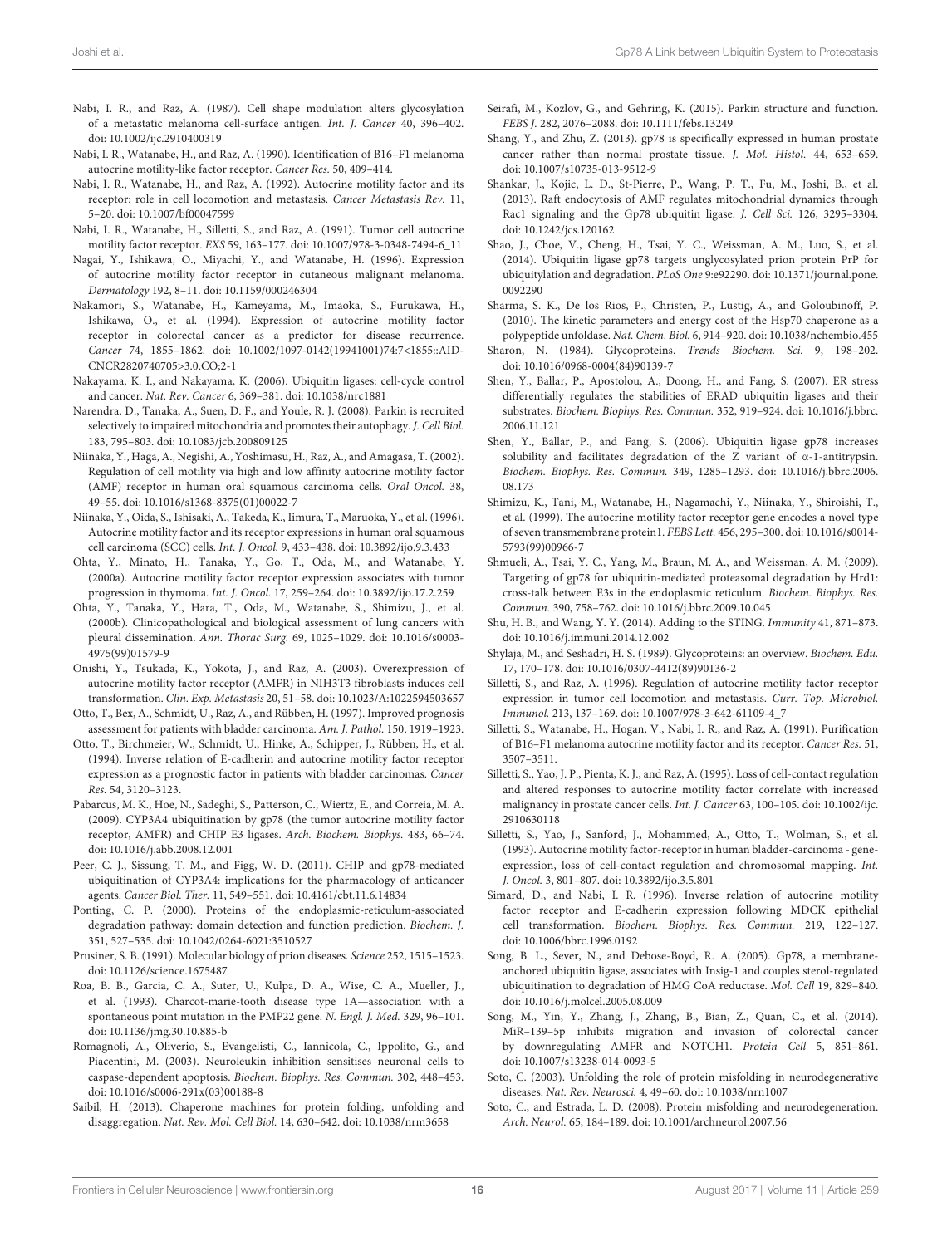Nabi, I. R., and Raz, A. (1987). Cell shape modulation alters glycosylation of a metastatic melanoma cell-surface antigen. *Int. J. Cancer* 40, 396–402. doi: 10.1002/ijc.2910400319

Nabi, I. R., Watanabe, H., and Raz, A. (1990). Identification of B16–F1 melanoma autocrine motility-like factor receptor. *Cancer Res.* 50, 409–414.

Nabi, I. R., Watanabe, H., and Raz, A. (1992). Autocrine motility factor and its receptor: role in cell locomotion and metastasis. *Cancer Metastasis Rev.* 11, 5–20. doi: 10.1007/bf00047599

Nabi, I. R., Watanabe, H., Silletti, S., and Raz, A. (1991). Tumor cell autocrine motility factor receptor. *EXS* 59, 163–177. doi: 10.1007/978-3-0348-7494-6_11

Nagai, Y., Ishikawa, O., Miyachi, Y., and Watanabe, H. (1996). Expression of autocrine motility factor receptor in cutaneous malignant melanoma. *Dermatology* 192, 8–11. doi: 10.1159/000246304

Nakamori, S., Watanabe, H., Kameyama, M., Imaoka, S., Furukawa, H., Ishikawa, O., et al. (1994). Expression of autocrine motility factor receptor in colorectal cancer as a predictor for disease recurrence. *Cancer* 74, 1855–1862. doi: 10.1002/1097-0142(19941001)74:7<1855::AID-CNCR2820740705>3.0.CO;2-1

Nakayama, K. I., and Nakayama, K. (2006). Ubiquitin ligases: cell-cycle control and cancer. *Nat. Rev. Cancer* 6, 369–381. doi: 10.1038/nrc1881

Narendra, D., Tanaka, A., Suen, D. F., and Youle, R. J. (2008). Parkin is recruited selectively to impaired mitochondria and promotes their autophagy. *J. Cell Biol.* 183, 795–803. doi: 10.1083/jcb.200809125

Niinaka, Y., Haga, A., Negishi, A., Yoshimasu, H., Raz, A., and Amagasa, T. (2002). Regulation of cell motility via high and low affinity autocrine motility factor (AMF) receptor in human oral squamous carcinoma cells. *Oral Oncol.* 38, 49–55. doi: 10.1016/s1368-8375(01)00022-7

Niinaka, Y., Oida, S., Ishisaki, A., Takeda, K., Iimura, T., Maruoka, Y., et al. (1996). Autocrine motility factor and its receptor expressions in human oral squamous cell carcinoma (SCC) cells. *Int. J. Oncol.* 9, 433–438. doi: 10.3892/ijo.9.3.433

Ohta, Y., Minato, H., Tanaka, Y., Go, T., Oda, M., and Watanabe, Y. (2000a). Autocrine motility factor receptor expression associates with tumor progression in thymoma. *Int. J. Oncol.* 17, 259–264. doi: 10.3892/ijo.17.2.259

Ohta, Y., Tanaka, Y., Hara, T., Oda, M., Watanabe, S., Shimizu, J., et al. (2000b). Clinicopathological and biological assessment of lung cancers with pleural dissemination. *Ann. Thorac Surg.* 69, 1025–1029. doi: 10.1016/s0003-4975(99)01579-9

Onishi, Y., Tsukada, K., Yokota, J., and Raz, A. (2003). Overexpression of autocrine motility factor receptor (AMFR) in NIH3T3 fibroblasts induces cell transformation. *Clin. Exp. Metastasis* 20, 51–58. doi: 10.1023/A:1022594503657

Otto, T., Bex, A., Schmidt, U., Raz, A., and Rübben, H. (1997). Improved prognosis assessment for patients with bladder carcinoma. *Am. J. Pathol.* 150, 1919–1923.

Otto, T., Birchmeier, W., Schmidt, U., Hinke, A., Schipper, J., Rübben, H., et al. (1994). Inverse relation of E-cadherin and autocrine motility factor receptor expression as a prognostic factor in patients with bladder carcinomas. *Cancer Res.* 54, 3120–3123.

Pabarcus, M. K., Hoe, N., Sadeghi, S., Patterson, C., Wiertz, E., and Correia, M. A. (2009). CYP3A4 ubiquitination by gp78 (the tumor autocrine motility factor receptor, AMFR) and CHIP E3 ligases. *Arch. Biochem. Biophys.* 483, 66–74. doi: 10.1016/j.abb.2008.12.001

Peer, C. J., Sissung, T. M., and Figg, W. D. (2011). CHIP and gp78-mediated ubiquitination of CYP3A4: implications for the pharmacology of anticancer agents. *Cancer Biol. Ther.* 11, 549–551. doi: 10.4161/cbt.11.6.14834

Ponting, C. P. (2000). Proteins of the endoplasmic-reticulum-associated degradation pathway: domain detection and function prediction. *Biochem. J.* 351, 527–535. doi: 10.1042/0264-6021:3510527

Prusiner, S. B. (1991). Molecular biology of prion diseases. *Science* 252, 1515–1523. doi: 10.1126/science.1675487

Roa, B. B., Garcia, C. A., Suter, U., Kulpa, D. A., Wise, C. A., Mueller, J., et al. (1993). Charcot-marie-tooth disease type 1A—association with a spontaneous point mutation in the PMP22 gene. *N. Engl. J. Med.* 329, 96–101. doi: 10.1136/jmg.30.10.885-b

Romagnoli, A., Oliverio, S., Evangelisti, C., Iannicola, C., Ippolito, G., and Piacentini, M. (2003). Neuroleukin inhibition sensitises neuronal cells to caspase-dependent apoptosis. *Biochem. Biophys. Res. Commun.* 302, 448–453. doi: 10.1016/s0006-291x(03)00188-8

Saibil, H. (2013). Chaperone machines for protein folding, unfolding and disaggregation. *Nat. Rev. Mol. Cell Biol.* 14, 630–642. doi: 10.1038/nrm3658

Seirafi, M., Kozlov, G., and Gehring, K. (2015). Parkin structure and function. *FEBS J.* 282, 2076–2088. doi: 10.1111/febs.13249

Shang, Y., and Zhu, Z. (2013). gp78 is specifically expressed in human prostate cancer rather than normal prostate tissue. *J. Mol. Histol.* 44, 653–659. doi: 10.1007/s10735-013-9512-9

Shankar, J., Kojic, L. D., St-Pierre, P., Wang, P. T., Fu, M., Joshi, B., et al. (2013). Raft endocytosis of AMF regulates mitochondrial dynamics through Rac1 signaling and the Gp78 ubiquitin ligase. *J. Cell Sci.* 126, 3295–3304. doi: 10.1242/jcs.120162

Shao, J., Choe, V., Cheng, H., Tsai, Y. C., Weissman, A. M., Luo, S., et al. (2014). Ubiquitin ligase gp78 targets unglycosylated prion protein PrP for ubiquitylation and degradation. *PLoS One* 9:e92290. doi: 10.1371/journal.pone.0092290

Sharma, S. K., De los Rios, P., Christen, P., Lustig, A., and Goloubinoff, P. (2010). The kinetic parameters and energy cost of the Hsp70 chaperone as a polypeptide unfoldase. *Nat. Chem. Biol.* 6, 914–920. doi: 10.1038/nchembio.455

Sharon, N. (1984). Glycoproteins. *Trends Biochem. Sci.* 9, 198–202. doi: 10.1016/0968-0004(84)90139-7

Shen, Y., Ballar, P., Apostolou, A., Doong, H., and Fang, S. (2007). ER stress differentially regulates the stabilities of ERAD ubiquitin ligases and their substrates. *Biochem. Biophys. Res. Commun.* 352, 919–924. doi: 10.1016/j.bbrc.2006.11.121

Shen, Y., Ballar, P., and Fang, S. (2006). Ubiquitin ligase gp78 increases solubility and facilitates degradation of the Z variant of α-1-antitrypsin. *Biochem. Biophys. Res. Commun.* 349, 1285–1293. doi: 10.1016/j.bbrc.2006.08.173

Shimizu, K., Tani, M., Watanabe, H., Nagamachi, Y., Niinaka, Y., Shiroishi, T., et al. (1999). The autocrine motility factor receptor gene encodes a novel type of seven transmembrane protein1. *FEBS Lett.* 456, 295–300. doi: 10.1016/s0014-5793(99)00966-7

Shmueli, A., Tsai, Y. C., Yang, M., Braun, M. A., and Weissman, A. M. (2009). Targeting of gp78 for ubiquitin-mediated proteasomal degradation by Hrd1: cross-talk between E3s in the endoplasmic reticulum. *Biochem. Biophys. Res. Commun.* 390, 758–762. doi: 10.1016/j.bbrc.2009.10.045

Shu, H. B., and Wang, Y. Y. (2014). Adding to the STING. *Immunity* 41, 871–873. doi: 10.1016/j.immuni.2014.12.002

Shylaja, M., and Seshadri, H. S. (1989). Glycoproteins: an overview. *Biochem. Edu.* 17, 170–178. doi: 10.1016/0307-4412(89)90136-2

Silletti, S., and Raz, A. (1996). Regulation of autocrine motility factor receptor expression in tumor cell locomotion and metastasis. *Curr. Top. Microbiol. Immunol.* 213, 137–169. doi: 10.1007/978-3-642-61109-4_7

Silletti, S., Watanabe, H., Hogan, V., Nabi, I. R., and Raz, A. (1991). Purification of B16–F1 melanoma autocrine motility factor and its receptor. *Cancer Res.* 51, 3507–3511.

Silletti, S., Yao, J. P., Pienta, K. J., and Raz, A. (1995). Loss of cell-contact regulation and altered responses to autocrine motility factor correlate with increased malignancy in prostate cancer cells. *Int. J. Cancer* 63, 100–105. doi: 10.1002/ijc.2910630118

Silletti, S., Yao, J., Sanford, J., Mohammed, A., Otto, T., Wolman, S., et al. (1993). Autocrine motility factor-receptor in human bladder-carcinoma - gene-expression, loss of cell-contact regulation and chromosomal mapping. *Int. J. Oncol.* 3, 801–807. doi: 10.3892/ijo.3.5.801

Simard, D., and Nabi, I. R. (1996). Inverse relation of autocrine motility factor receptor and E-cadherin expression following MDCK epithelial cell transformation. *Biochem. Biophys. Res. Commun.* 219, 122–127. doi: 10.1006/bbrc.1996.0192

Song, B. L., Sever, N., and Debose-Boyd, R. A. (2005). Gp78, a membrane-anchored ubiquitin ligase, associates with Insig-1 and couples sterol-regulated ubiquitination to degradation of HMG CoA reductase. *Mol. Cell* 19, 829–840. doi: 10.1016/j.molcel.2005.08.009

Song, M., Yin, Y., Zhang, J., Zhang, B., Bian, Z., Quan, C., et al. (2014). MiR–139–5p inhibits migration and invasion of colorectal cancer by downregulating AMFR and NOTCH1. *Protein Cell* 5, 851–861. doi: 10.1007/s13238-014-0093-5

Soto, C. (2003). Unfolding the role of protein misfolding in neurodegenerative diseases. *Nat. Rev. Neurosci.* 4, 49–60. doi: 10.1038/nrn1007

Soto, C., and Estrada, L. D. (2008). Protein misfolding and neurodegeneration. *Arch. Neurol.* 65, 184–189. doi: 10.1001/archneurol.2007.56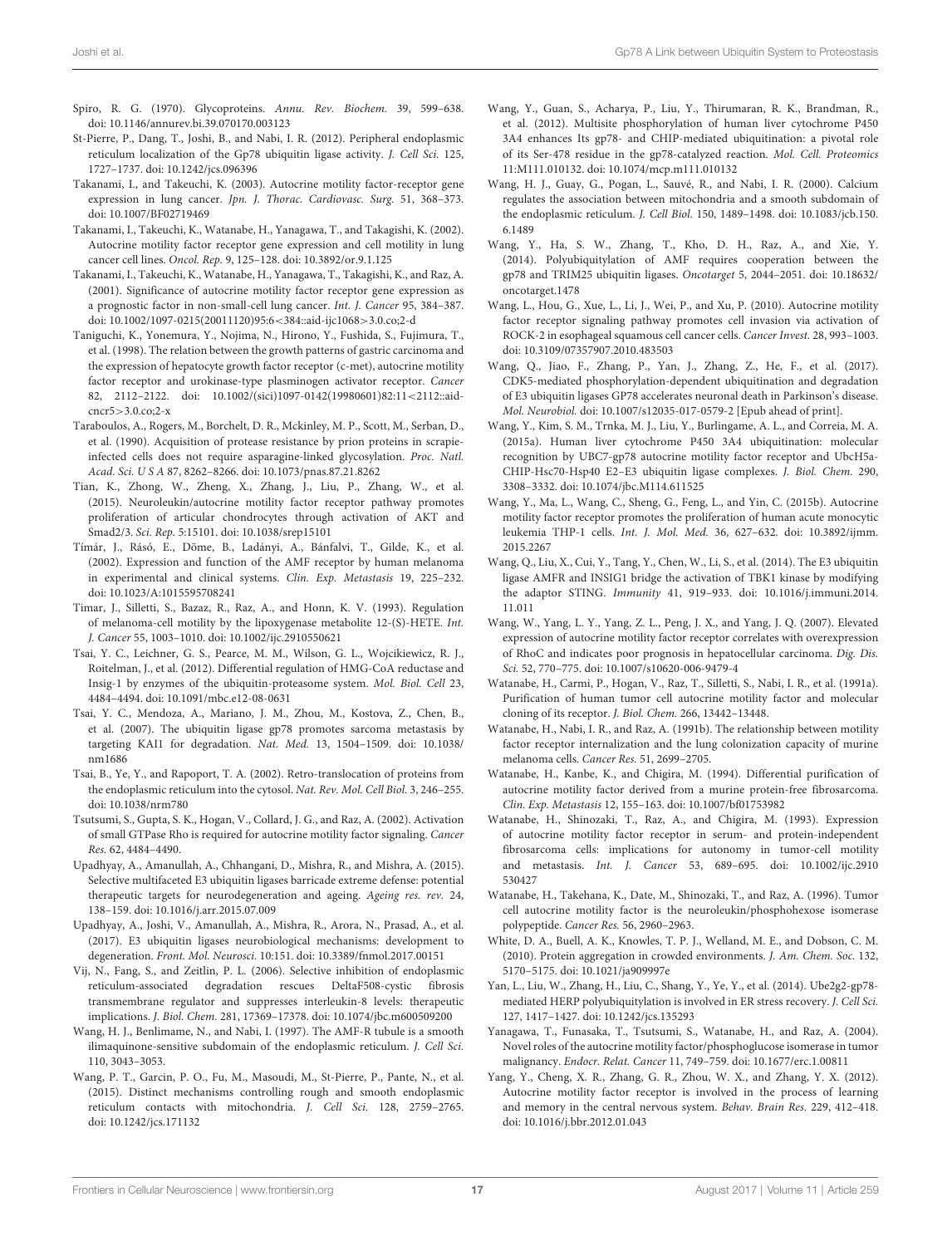Spiro, R. G. (1970). Glycoproteins. *Annu. Rev. Biochem.* 39, 599–638. doi: 10.1146/annurev.bi.39.070170.003123

St-Pierre, P., Dang, T., Joshi, B., and Nabi, I. R. (2012). Peripheral endoplasmic reticulum localization of the Gp78 ubiquitin ligase activity. *J. Cell Sci.* 125, 1727–1737. doi: 10.1242/jcs.096396

Takanami, I., and Takeuchi, K. (2003). Autocrine motility factor-receptor gene expression in lung cancer. *Jpn. J. Thorac. Cardiovasc. Surg.* 51, 368–373. doi: 10.1007/BF02719469

Takanami, I., Takeuchi, K., Watanabe, H., Yanagawa, T., and Takagishi, K. (2002). Autocrine motility factor receptor gene expression and cell motility in lung cancer cell lines. *Oncol. Rep.* 9, 125–128. doi: 10.3892/or.9.1.125

Takanami, I., Takeuchi, K., Watanabe, H., Yanagawa, T., Takagishi, K., and Raz, A. (2001). Significance of autocrine motility factor receptor gene expression as a prognostic factor in non-small-cell lung cancer. *Int. J. Cancer* 95, 384–387. doi: 10.1002/1097-0215(20011120)95:6<384::aid-ijc1068>3.0.co;2-d

Taniguchi, K., Yonemura, Y., Nojima, N., Hirono, Y., Fushida, S., Fujimura, T., et al. (1998). The relation between the growth patterns of gastric carcinoma and the expression of hepatocyte growth factor receptor (c-met), autocrine motility factor receptor and urokinase-type plasminogen activator receptor. *Cancer* 82, 2112–2122. doi: 10.1002/(sici)1097-0142(19980601)82:11<2112::aid-cncr5>3.0.co;2-x

Taraboulos, A., Rogers, M., Borchelt, D. R., Mckinley, M. P., Scott, M., Serban, D., et al. (1990). Acquisition of protease resistance by prion proteins in scrapie-infected cells does not require asparagine-linked glycosylation. *Proc. Natl. Acad. Sci. U S A* 87, 8262–8266. doi: 10.1073/pnas.87.21.8262

Tian, K., Zhong, W., Zheng, X., Zhang, J., Liu, P., Zhang, W., et al. (2015). Neuroleukin/autocrine motility factor receptor pathway promotes proliferation of articular chondrocytes through activation of AKT and Smad2/3. *Sci. Rep.* 5:15101. doi: 10.1038/srep15101

Tímár, J., Rásó, E., Döme, B., Ladányi, A., Bánfalvi, T., Gilde, K., et al. (2002). Expression and function of the AMF receptor by human melanoma in experimental and clinical systems. *Clin. Exp. Metastasis* 19, 225–232. doi: 10.1023/A:1015595708241

Timar, J., Silletti, S., Bazaz, R., Raz, A., and Honn, K. V. (1993). Regulation of melanoma-cell motility by the lipoxygenase metabolite 12-(S)-HETE. *Int. J. Cancer* 55, 1003–1010. doi: 10.1002/ijc.2910550621

Tsai, Y. C., Leichner, G. S., Pearce, M. M., Wilson, G. L., Wojcikiewicz, R. J., Roitelman, J., et al. (2012). Differential regulation of HMG-CoA reductase and Insig-1 by enzymes of the ubiquitin-proteasome system. *Mol. Biol. Cell* 23, 4484–4494. doi: 10.1091/mbc.e12-08-0631

Tsai, Y. C., Mendoza, A., Mariano, J. M., Zhou, M., Kostova, Z., Chen, B., et al. (2007). The ubiquitin ligase gp78 promotes sarcoma metastasis by targeting KAI1 for degradation. *Nat. Med.* 13, 1504–1509. doi: 10.1038/nm1686

Tsai, B., Ye, Y., and Rapoport, T. A. (2002). Retro-translocation of proteins from the endoplasmic reticulum into the cytosol. *Nat. Rev. Mol. Cell Biol.* 3, 246–255. doi: 10.1038/nrm780

Tsutsumi, S., Gupta, S. K., Hogan, V., Collard, J. G., and Raz, A. (2002). Activation of small GTPase Rho is required for autocrine motility factor signaling. *Cancer Res.* 62, 4484–4490.

Upadhyay, A., Amanullah, A., Chhangani, D., Mishra, R., and Mishra, A. (2015). Selective multifaceted E3 ubiquitin ligases barricade extreme defense: potential therapeutic targets for neurodegeneration and ageing. *Ageing res. rev.* 24, 138–159. doi: 10.1016/j.arr.2015.07.009

Upadhyay, A., Joshi, V., Amanullah, A., Mishra, R., Arora, N., Prasad, A., et al. (2017). E3 ubiquitin ligases neurobiological mechanisms: development to degeneration. *Front. Mol. Neurosci.* 10:151. doi: 10.3389/fnmol.2017.00151

Vij, N., Fang, S., and Zeitlin, P. L. (2006). Selective inhibition of endoplasmic reticulum-associated degradation rescues DeltaF508-cystic fibrosis transmembrane regulator and suppresses interleukin-8 levels: therapeutic implications. *J. Biol. Chem.* 281, 17369–17378. doi: 10.1074/jbc.m600509200

Wang, H. J., Benlimame, N., and Nabi, I. (1997). The AMF-R tubule is a smooth ilimaquinone-sensitive subdomain of the endoplasmic reticulum. *J. Cell Sci.* 110, 3043–3053.

Wang, P. T., Garcin, P. O., Fu, M., Masoudi, M., St-Pierre, P., Pante, N., et al. (2015). Distinct mechanisms controlling rough and smooth endoplasmic reticulum contacts with mitochondria. *J. Cell Sci.* 128, 2759–2765. doi: 10.1242/jcs.171132

Wang, Y., Guan, S., Acharya, P., Liu, Y., Thirumaran, R. K., Brandman, R., et al. (2012). Multisite phosphorylation of human liver cytochrome P450 3A4 enhances Its gp78- and CHIP-mediated ubiquitination: a pivotal role of its Ser-478 residue in the gp78-catalyzed reaction. *Mol. Cell. Proteomics* 11:M111.010132. doi: 10.1074/mcp.m111.010132

Wang, H. J., Guay, G., Pogan, L., Sauvé, R., and Nabi, I. R. (2000). Calcium regulates the association between mitochondria and a smooth subdomain of the endoplasmic reticulum. *J. Cell Biol.* 150, 1489–1498. doi: 10.1083/jcb.150.6.1489

Wang, Y., Ha, S. W., Zhang, T., Kho, D. H., Raz, A., and Xie, Y. (2014). Polyubiquitylation of AMF requires cooperation between the gp78 and TRIM25 ubiquitin ligases. *Oncotarget* 5, 2044–2051. doi: 10.18632/oncotarget.1478

Wang, L., Hou, G., Xue, L., Li, J., Wei, P., and Xu, P. (2010). Autocrine motility factor receptor signaling pathway promotes cell invasion via activation of ROCK-2 in esophageal squamous cell cancer cells. *Cancer Invest.* 28, 993–1003. doi: 10.3109/07357907.2010.483503

Wang, Q., Jiao, F., Zhang, P., Yan, J., Zhang, Z., He, F., et al. (2017). CDK5-mediated phosphorylation-dependent ubiquitination and degradation of E3 ubiquitin ligases GP78 accelerates neuronal death in Parkinson's disease. *Mol. Neurobiol.* doi: 10.1007/s12035-017-0579-2 [Epub ahead of print].

Wang, Y., Kim, S. M., Trnka, M. J., Liu, Y., Burlingame, A. L., and Correia, M. A. (2015a). Human liver cytochrome P450 3A4 ubiquitination: molecular recognition by UBC7-gp78 autocrine motility factor receptor and UbcH5a-CHIP-Hsc70-Hsp40 E2–E3 ubiquitin ligase complexes. *J. Biol. Chem.* 290, 3308–3332. doi: 10.1074/jbc.M114.611525

Wang, Y., Ma, L., Wang, C., Sheng, G., Feng, L., and Yin, C. (2015b). Autocrine motility factor receptor promotes the proliferation of human acute monocytic leukemia THP-1 cells. *Int. J. Mol. Med.* 36, 627–632. doi: 10.3892/ijmm.2015.2267

Wang, Q., Liu, X., Cui, Y., Tang, Y., Chen, W., Li, S., et al. (2014). The E3 ubiquitin ligase AMFR and INSIG1 bridge the activation of TBK1 kinase by modifying the adaptor STING. *Immunity* 41, 919–933. doi: 10.1016/j.immuni.2014.11.011

Wang, W., Yang, L. Y., Yang, Z. L., Peng, J. X., and Yang, J. Q. (2007). Elevated expression of autocrine motility factor receptor correlates with overexpression of RhoC and indicates poor prognosis in hepatocellular carcinoma. *Dig. Dis. Sci.* 52, 770–775. doi: 10.1007/s10620-006-9479-4

Watanabe, H., Carmi, P., Hogan, V., Raz, T., Silletti, S., Nabi, I. R., et al. (1991a). Purification of human tumor cell autocrine motility factor and molecular cloning of its receptor. *J. Biol. Chem.* 266, 13442–13448.

Watanabe, H., Nabi, I. R., and Raz, A. (1991b). The relationship between motility factor receptor internalization and the lung colonization capacity of murine melanoma cells. *Cancer Res.* 51, 2699–2705.

Watanabe, H., Kanbe, K., and Chigira, M. (1994). Differential purification of autocrine motility factor derived from a murine protein-free fibrosarcoma. *Clin. Exp. Metastasis* 12, 155–163. doi: 10.1007/bf01753982

Watanabe, H., Shinozaki, T., Raz, A., and Chigira, M. (1993). Expression of autocrine motility factor receptor in serum- and protein-independent fibrosarcoma cells: implications for autonomy in tumor-cell motility and metastasis. *Int. J. Cancer* 53, 689–695. doi: 10.1002/ijc.2910530427

Watanabe, H., Takehana, K., Date, M., Shinozaki, T., and Raz, A. (1996). Tumor cell autocrine motility factor is the neuroleukin/phosphohexose isomerase polypeptide. *Cancer Res.* 56, 2960–2963.

White, D. A., Buell, A. K., Knowles, T. P. J., Welland, M. E., and Dobson, C. M. (2010). Protein aggregation in crowded environments. *J. Am. Chem. Soc.* 132, 5170–5175. doi: 10.1021/ja909997e

Yan, L., Liu, W., Zhang, H., Liu, C., Shang, Y., Ye, Y., et al. (2014). Ube2g2-gp78-mediated HERP polyubiquitylation is involved in ER stress recovery. *J. Cell Sci.* 127, 1417–1427. doi: 10.1242/jcs.135293

Yanagawa, T., Funasaka, T., Tsutsumi, S., Watanabe, H., and Raz, A. (2004). Novel roles of the autocrine motility factor/phosphoglucose isomerase in tumor malignancy. *Endocr. Relat. Cancer* 11, 749–759. doi: 10.1677/erc.1.00811

Yang, Y., Cheng, X. R., Zhang, G. R., Zhou, W. X., and Zhang, Y. X. (2012). Autocrine motility factor receptor is involved in the process of learning and memory in the central nervous system. *Behav. Brain Res.* 229, 412–418. doi: 10.1016/j.bbr.2012.01.043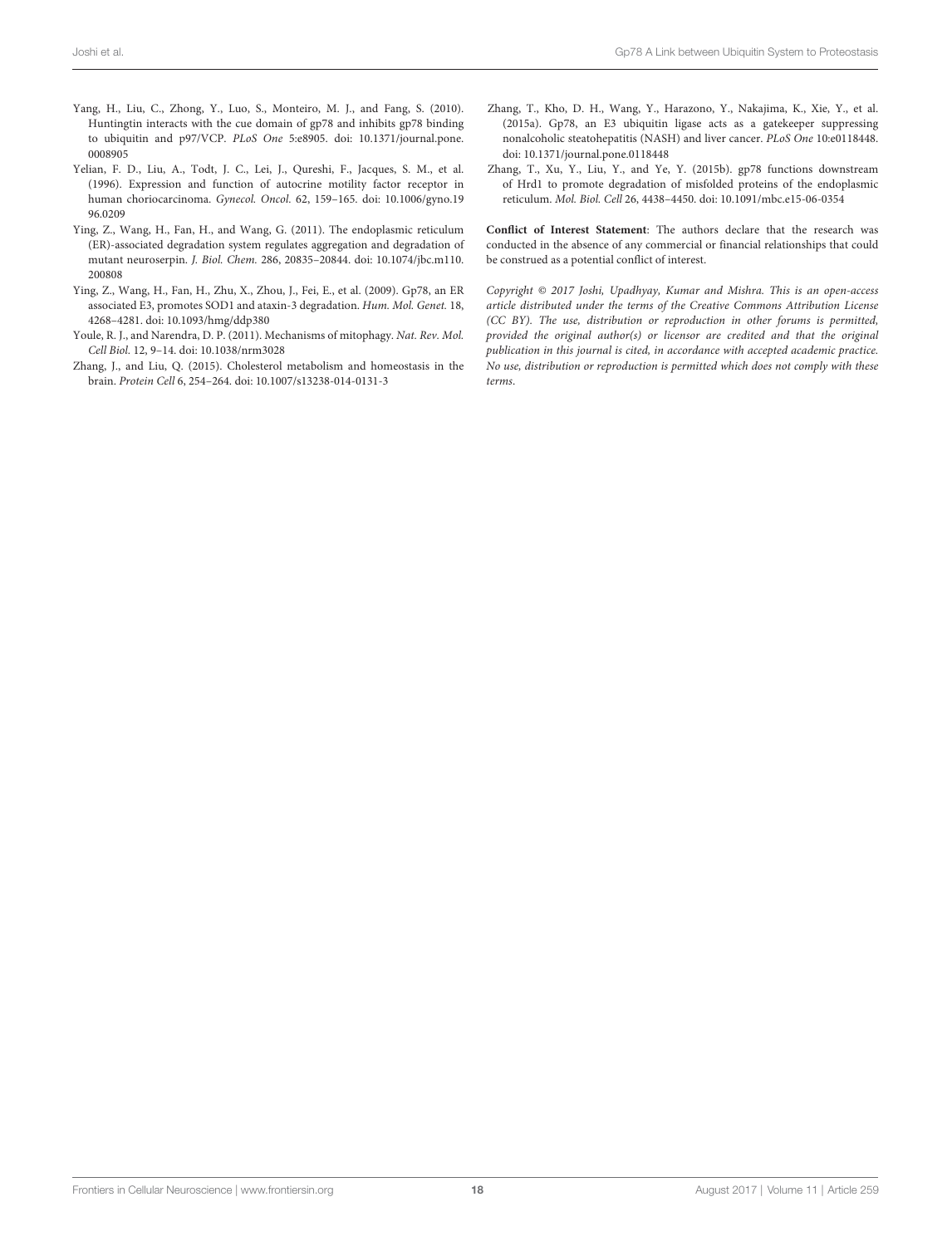Yang, H., Liu, C., Zhong, Y., Luo, S., Monteiro, M. J., and Fang, S. (2010). Huntingtin interacts with the cue domain of gp78 and inhibits gp78 binding to ubiquitin and p97/VCP. *PLoS One* 5:e8905. doi: 10.1371/journal.pone.0008905

Yelian, F. D., Liu, A., Todt, J. C., Lei, J., Qureshi, F., Jacques, S. M., et al. (1996). Expression and function of autocrine motility factor receptor in human choriocarcinoma. *Gynecol. Oncol.* 62, 159–165. doi: 10.1006/gyno.1996.0209

Ying, Z., Wang, H., Fan, H., and Wang, G. (2011). The endoplasmic reticulum (ER)-associated degradation system regulates aggregation and degradation of mutant neuroserpin. *J. Biol. Chem.* 286, 20835–20844. doi: 10.1074/jbc.m110.200808

Ying, Z., Wang, H., Fan, H., Zhu, X., Zhou, J., Fei, E., et al. (2009). Gp78, an ER associated E3, promotes SOD1 and ataxin-3 degradation. *Hum. Mol. Genet.* 18, 4268–4281. doi: 10.1093/hmg/ddp380

Youle, R. J., and Narendra, D. P. (2011). Mechanisms of mitophagy. *Nat. Rev. Mol. Cell Biol.* 12, 9–14. doi: 10.1038/nrm3028

Zhang, J., and Liu, Q. (2015). Cholesterol metabolism and homeostasis in the brain. *Protein Cell* 6, 254–264. doi: 10.1007/s13238-014-0131-3

Zhang, T., Kho, D. H., Wang, Y., Harazono, Y., Nakajima, K., Xie, Y., et al. (2015a). Gp78, an E3 ubiquitin ligase acts as a gatekeeper suppressing nonalcoholic steatohepatitis (NASH) and liver cancer. *PLoS One* 10:e0118448. doi: 10.1371/journal.pone.0118448

Zhang, T., Xu, Y., Liu, Y., and Ye, Y. (2015b). gp78 functions downstream of Hrd1 to promote degradation of misfolded proteins of the endoplasmic reticulum. *Mol. Biol. Cell* 26, 4438–4450. doi: 10.1091/mbc.e15-06-0354

**Conflict of Interest Statement**: The authors declare that the research was conducted in the absence of any commercial or financial relationships that could be construed as a potential conflict of interest.

*Copyright © 2017 Joshi, Upadhyay, Kumar and Mishra. This is an open-access article distributed under the terms of the Creative Commons Attribution License (CC BY). The use, distribution or reproduction in other forums is permitted, provided the original author(s) or licensor are credited and that the original publication in this journal is cited, in accordance with accepted academic practice. No use, distribution or reproduction is permitted which does not comply with these terms.*